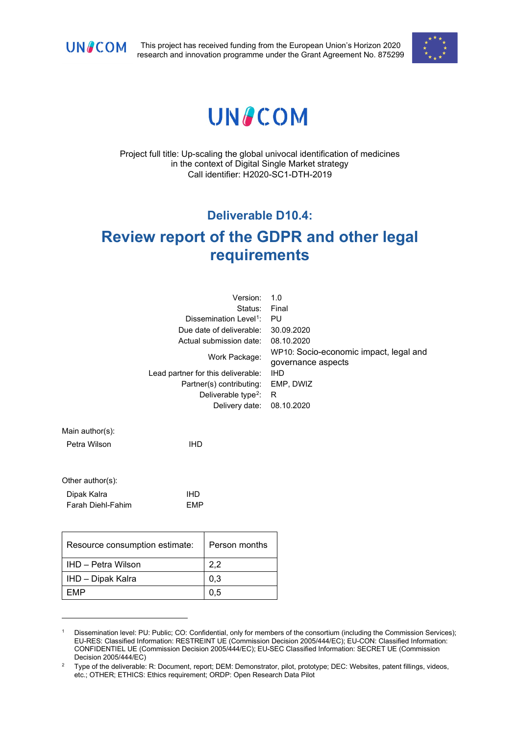This project has received funding from the European Union's Horizon 2020 research and innovation programme under the Grant Agreement No. 875299

# UNICOM

Project full title: Up-scaling the global univocal identification of medicines in the context of Digital Single Market strategy
Call identifier: H2020-SC1-DTH-2019

## Deliverable D10.4:

# Review report of the GDPR and other legal requirements

| | |
|---|---|
| Version: | 1.0 |
| Status: | Final |
| Dissemination Level[1]: | PU |
| Due date of deliverable: | 30.09.2020 |
| Actual submission date: | 08.10.2020 |
| Work Package: | WP10: Socio-economic impact, legal and governance aspects |
| Lead partner for this deliverable: | IHD |
| Partner(s) contributing: | EMP, DWIZ |
| Deliverable type[2]: | R |
| Delivery date: | 08.10.2020 |

Main author(s):

Petra Wilson IHD

Other author(s):

Dipak Kalra IHD
Farah Diehl-Fahim EMP

| Resource consumption estimate: | Person months |
|---|---|
| IHD – Petra Wilson | 2,2 |
| IHD – Dipak Kalra | 0,3 |
| EMP | 0,5 |

[1] Dissemination level: PU: Public; CO: Confidential, only for members of the consortium (including the Commission Services); EU-RES: Classified Information: RESTREINT UE (Commission Decision 2005/444/EC); EU-CON: Classified Information: CONFIDENTIEL UE (Commission Decision 2005/444/EC); EU-SEC Classified Information: SECRET UE (Commission Decision 2005/444/EC)

[2] Type of the deliverable: R: Document, report; DEM: Demonstrator, pilot, prototype; DEC: Websites, patent fillings, videos, etc.; OTHER; ETHICS: Ethics requirement; ORDP: Open Research Data Pilot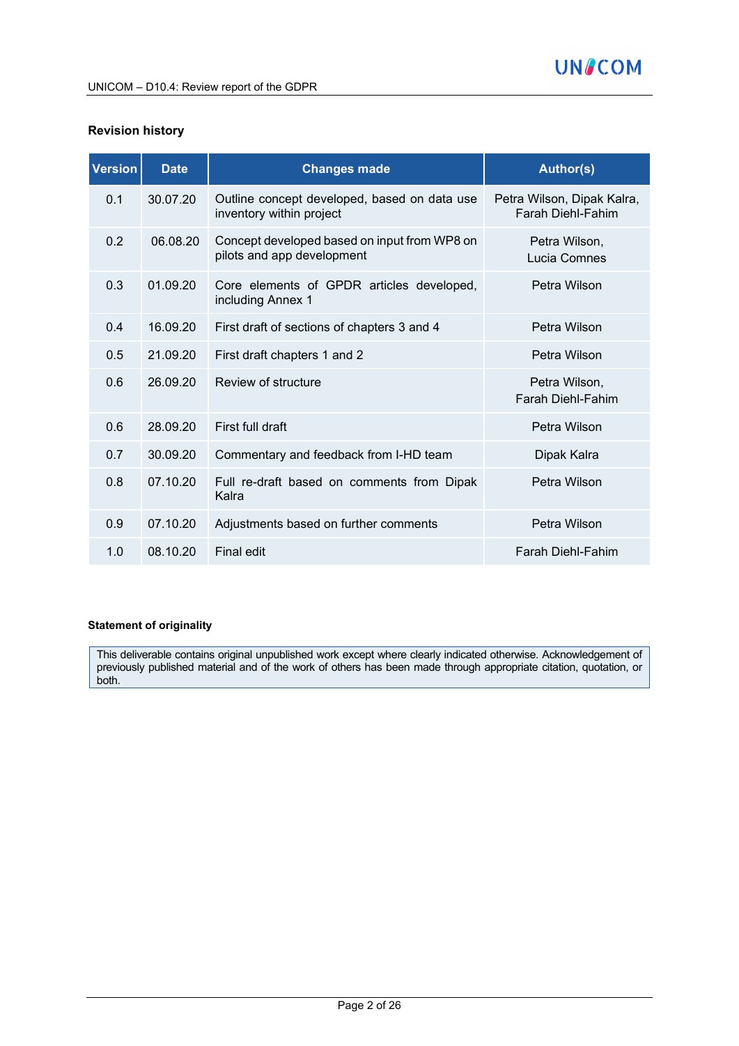**Revision history**

| Version | Date | Changes made | Author(s) |
|---|---|---|---|
| 0.1 | 30.07.20 | Outline concept developed, based on data use inventory within project | Petra Wilson, Dipak Kalra, Farah Diehl-Fahim |
| 0.2 | 06.08.20 | Concept developed based on input from WP8 on pilots and app development | Petra Wilson, Lucia Comnes |
| 0.3 | 01.09.20 | Core elements of GPDR articles developed, including Annex 1 | Petra Wilson |
| 0.4 | 16.09.20 | First draft of sections of chapters 3 and 4 | Petra Wilson |
| 0.5 | 21.09.20 | First draft chapters 1 and 2 | Petra Wilson |
| 0.6 | 26.09.20 | Review of structure | Petra Wilson, Farah Diehl-Fahim |
| 0.6 | 28.09.20 | First full draft | Petra Wilson |
| 0.7 | 30.09.20 | Commentary and feedback from I-HD team | Dipak Kalra |
| 0.8 | 07.10.20 | Full re-draft based on comments from Dipak Kalra | Petra Wilson |
| 0.9 | 07.10.20 | Adjustments based on further comments | Petra Wilson |
| 1.0 | 08.10.20 | Final edit | Farah Diehl-Fahim |

**Statement of originality**

This deliverable contains original unpublished work except where clearly indicated otherwise. Acknowledgement of previously published material and of the work of others has been made through appropriate citation, quotation, or both.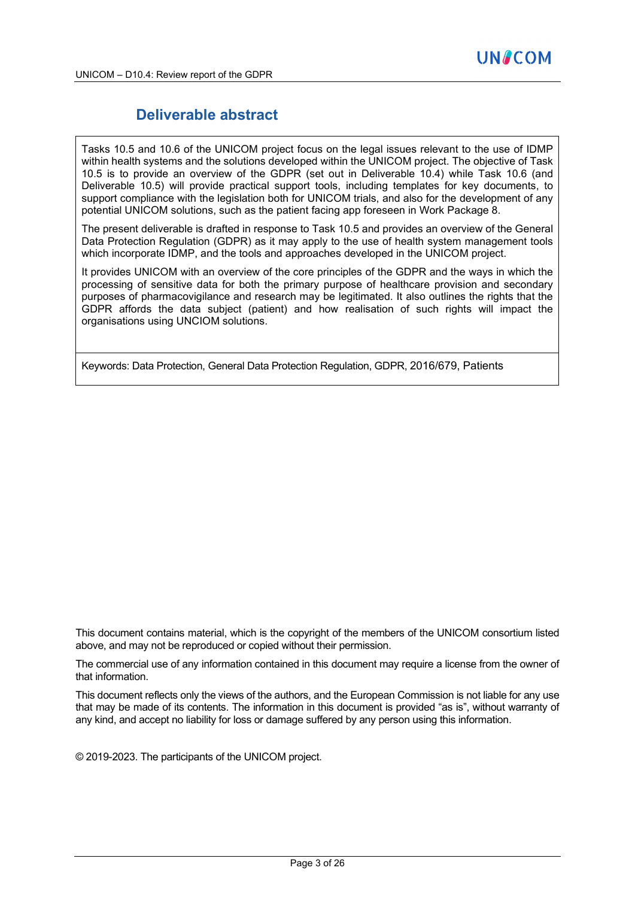# Deliverable abstract

Tasks 10.5 and 10.6 of the UNICOM project focus on the legal issues relevant to the use of IDMP within health systems and the solutions developed within the UNICOM project. The objective of Task 10.5 is to provide an overview of the GDPR (set out in Deliverable 10.4) while Task 10.6 (and Deliverable 10.5) will provide practical support tools, including templates for key documents, to support compliance with the legislation both for UNICOM trials, and also for the development of any potential UNICOM solutions, such as the patient facing app foreseen in Work Package 8.

The present deliverable is drafted in response to Task 10.5 and provides an overview of the General Data Protection Regulation (GDPR) as it may apply to the use of health system management tools which incorporate IDMP, and the tools and approaches developed in the UNICOM project.

It provides UNICOM with an overview of the core principles of the GDPR and the ways in which the processing of sensitive data for both the primary purpose of healthcare provision and secondary purposes of pharmacovigilance and research may be legitimated. It also outlines the rights that the GDPR affords the data subject (patient) and how realisation of such rights will impact the organisations using UNCIOM solutions.

Keywords: Data Protection, General Data Protection Regulation, GDPR, 2016/679, Patients

This document contains material, which is the copyright of the members of the UNICOM consortium listed above, and may not be reproduced or copied without their permission.

The commercial use of any information contained in this document may require a license from the owner of that information.

This document reflects only the views of the authors, and the European Commission is not liable for any use that may be made of its contents. The information in this document is provided "as is", without warranty of any kind, and accept no liability for loss or damage suffered by any person using this information.

© 2019-2023. The participants of the UNICOM project.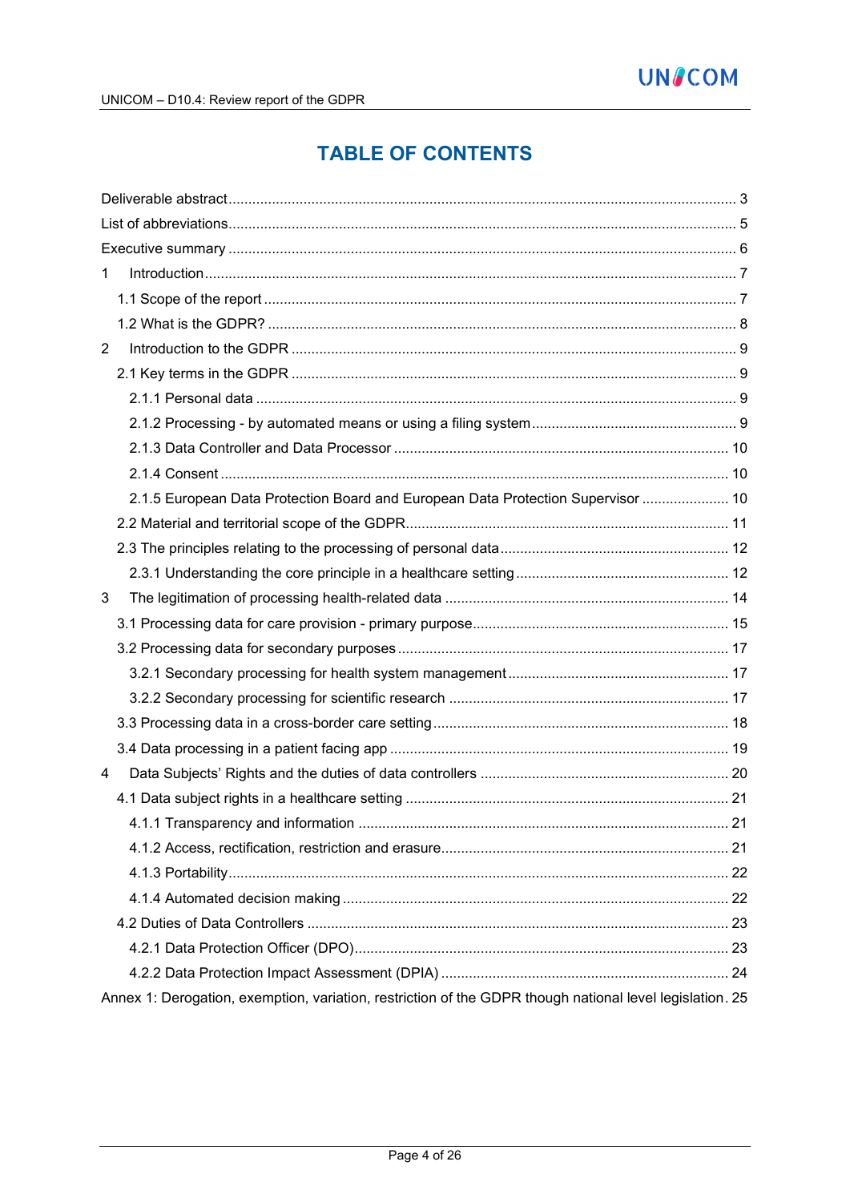# TABLE OF CONTENTS

Deliverable abstract ........ 3

List of abbreviations ........ 5

Executive summary ........ 6

1 Introduction ........ 7

- 1.1 Scope of the report ........ 7
- 1.2 What is the GDPR? ........ 8

2 Introduction to the GDPR ........ 9

- 2.1 Key terms in the GDPR ........ 9
  - 2.1.1 Personal data ........ 9
  - 2.1.2 Processing - by automated means or using a filing system ........ 9
  - 2.1.3 Data Controller and Data Processor ........ 10
  - 2.1.4 Consent ........ 10
  - 2.1.5 European Data Protection Board and European Data Protection Supervisor ........ 10
- 2.2 Material and territorial scope of the GDPR ........ 11
- 2.3 The principles relating to the processing of personal data ........ 12
  - 2.3.1 Understanding the core principle in a healthcare setting ........ 12

3 The legitimation of processing health-related data ........ 14

- 3.1 Processing data for care provision - primary purpose ........ 15
- 3.2 Processing data for secondary purposes ........ 17
  - 3.2.1 Secondary processing for health system management ........ 17
  - 3.2.2 Secondary processing for scientific research ........ 17
- 3.3 Processing data in a cross-border care setting ........ 18
- 3.4 Data processing in a patient facing app ........ 19

4 Data Subjects' Rights and the duties of data controllers ........ 20

- 4.1 Data subject rights in a healthcare setting ........ 21
  - 4.1.1 Transparency and information ........ 21
  - 4.1.2 Access, rectification, restriction and erasure ........ 21
  - 4.1.3 Portability ........ 22
  - 4.1.4 Automated decision making ........ 22
- 4.2 Duties of Data Controllers ........ 23
  - 4.2.1 Data Protection Officer (DPO) ........ 23
  - 4.2.2 Data Protection Impact Assessment (DPIA) ........ 24

Annex 1: Derogation, exemption, variation, restriction of the GDPR though national level legislation ........ 25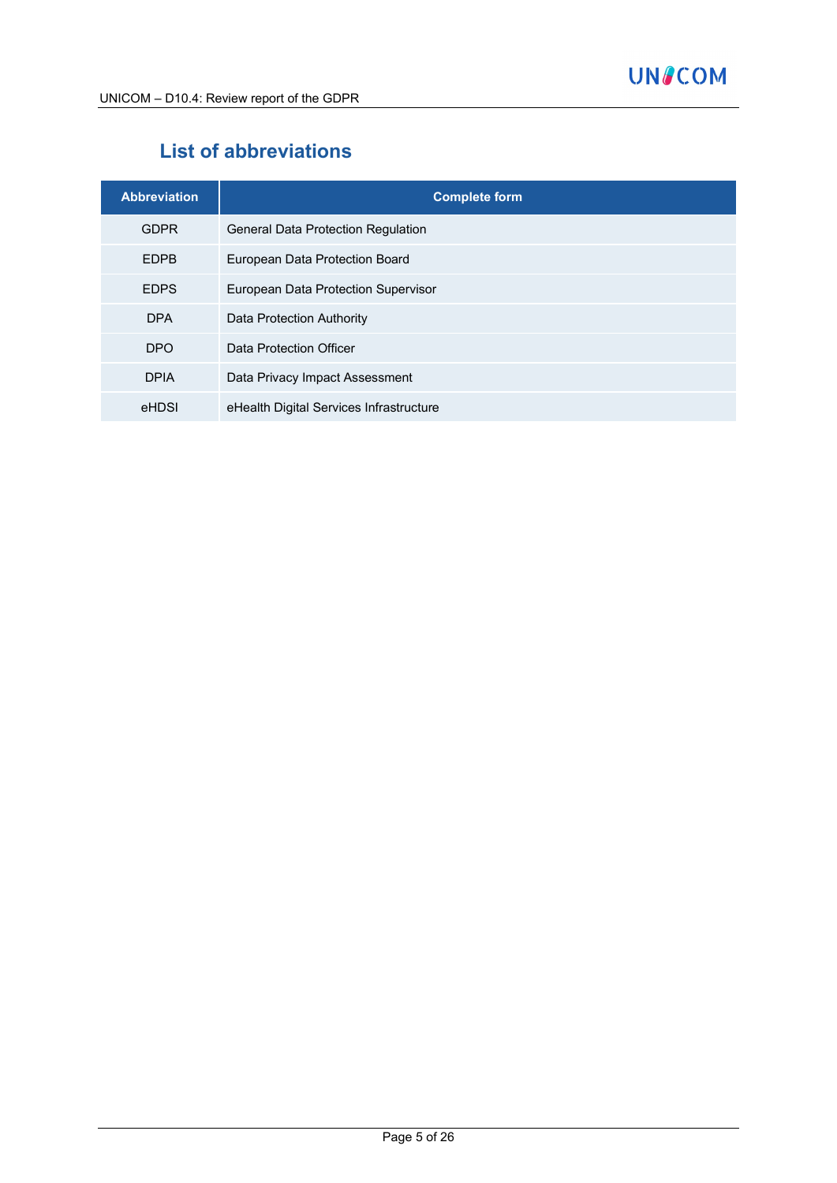# List of abbreviations

| Abbreviation | Complete form |
|---|---|
| GDPR | General Data Protection Regulation |
| EDPB | European Data Protection Board |
| EDPS | European Data Protection Supervisor |
| DPA | Data Protection Authority |
| DPO | Data Protection Officer |
| DPIA | Data Privacy Impact Assessment |
| eHDSI | eHealth Digital Services Infrastructure |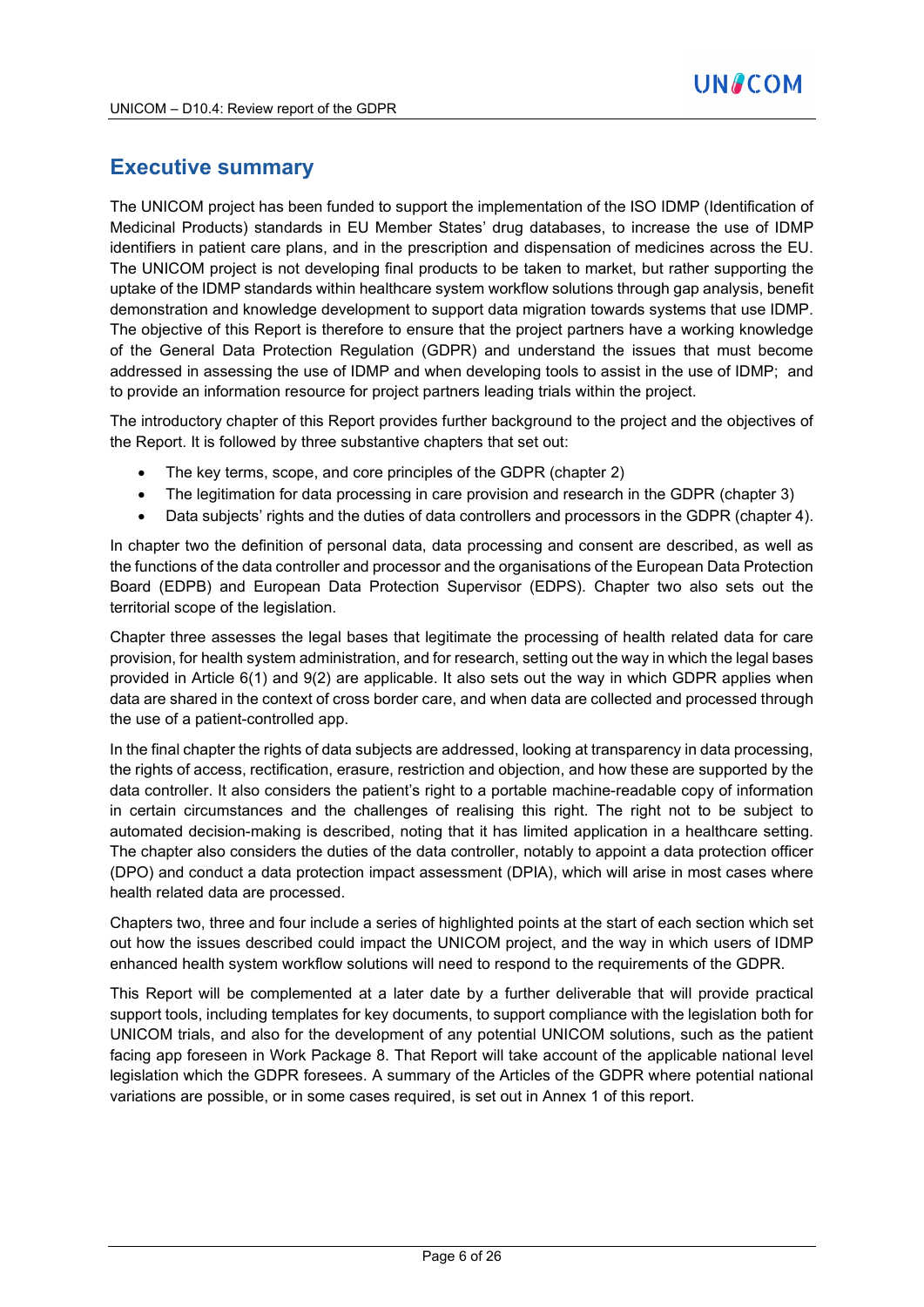## Executive summary

The UNICOM project has been funded to support the implementation of the ISO IDMP (Identification of Medicinal Products) standards in EU Member States' drug databases, to increase the use of IDMP identifiers in patient care plans, and in the prescription and dispensation of medicines across the EU. The UNICOM project is not developing final products to be taken to market, but rather supporting the uptake of the IDMP standards within healthcare system workflow solutions through gap analysis, benefit demonstration and knowledge development to support data migration towards systems that use IDMP. The objective of this Report is therefore to ensure that the project partners have a working knowledge of the General Data Protection Regulation (GDPR) and understand the issues that must become addressed in assessing the use of IDMP and when developing tools to assist in the use of IDMP; and to provide an information resource for project partners leading trials within the project.

The introductory chapter of this Report provides further background to the project and the objectives of the Report. It is followed by three substantive chapters that set out:

- The key terms, scope, and core principles of the GDPR (chapter 2)
- The legitimation for data processing in care provision and research in the GDPR (chapter 3)
- Data subjects' rights and the duties of data controllers and processors in the GDPR (chapter 4).

In chapter two the definition of personal data, data processing and consent are described, as well as the functions of the data controller and processor and the organisations of the European Data Protection Board (EDPB) and European Data Protection Supervisor (EDPS). Chapter two also sets out the territorial scope of the legislation.

Chapter three assesses the legal bases that legitimate the processing of health related data for care provision, for health system administration, and for research, setting out the way in which the legal bases provided in Article 6(1) and 9(2) are applicable. It also sets out the way in which GDPR applies when data are shared in the context of cross border care, and when data are collected and processed through the use of a patient-controlled app.

In the final chapter the rights of data subjects are addressed, looking at transparency in data processing, the rights of access, rectification, erasure, restriction and objection, and how these are supported by the data controller. It also considers the patient's right to a portable machine-readable copy of information in certain circumstances and the challenges of realising this right. The right not to be subject to automated decision-making is described, noting that it has limited application in a healthcare setting. The chapter also considers the duties of the data controller, notably to appoint a data protection officer (DPO) and conduct a data protection impact assessment (DPIA), which will arise in most cases where health related data are processed.

Chapters two, three and four include a series of highlighted points at the start of each section which set out how the issues described could impact the UNICOM project, and the way in which users of IDMP enhanced health system workflow solutions will need to respond to the requirements of the GDPR.

This Report will be complemented at a later date by a further deliverable that will provide practical support tools, including templates for key documents, to support compliance with the legislation both for UNICOM trials, and also for the development of any potential UNICOM solutions, such as the patient facing app foreseen in Work Package 8. That Report will take account of the applicable national level legislation which the GDPR foresees. A summary of the Articles of the GDPR where potential national variations are possible, or in some cases required, is set out in Annex 1 of this report.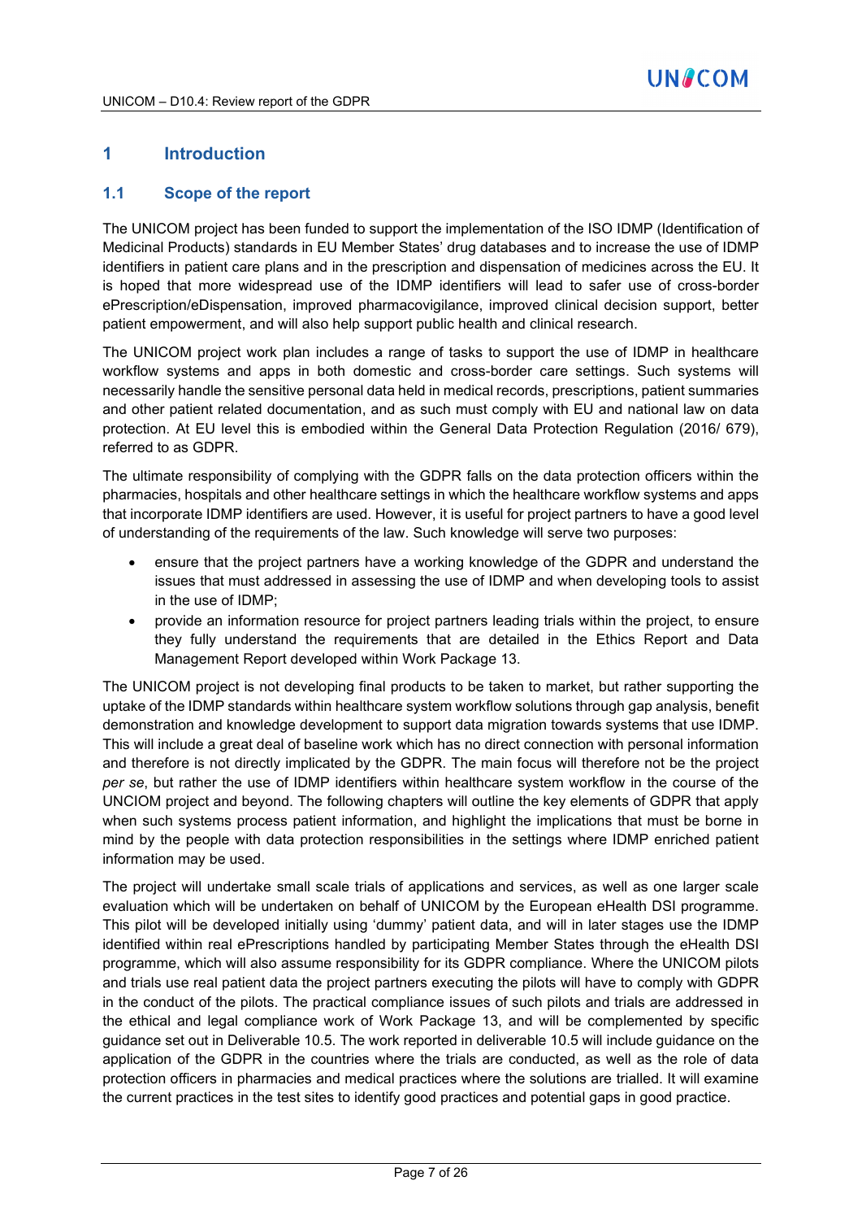# 1 Introduction

## 1.1 Scope of the report

The UNICOM project has been funded to support the implementation of the ISO IDMP (Identification of Medicinal Products) standards in EU Member States' drug databases and to increase the use of IDMP identifiers in patient care plans and in the prescription and dispensation of medicines across the EU. It is hoped that more widespread use of the IDMP identifiers will lead to safer use of cross-border ePrescription/eDispensation, improved pharmacovigilance, improved clinical decision support, better patient empowerment, and will also help support public health and clinical research.

The UNICOM project work plan includes a range of tasks to support the use of IDMP in healthcare workflow systems and apps in both domestic and cross-border care settings. Such systems will necessarily handle the sensitive personal data held in medical records, prescriptions, patient summaries and other patient related documentation, and as such must comply with EU and national law on data protection. At EU level this is embodied within the General Data Protection Regulation (2016/ 679), referred to as GDPR.

The ultimate responsibility of complying with the GDPR falls on the data protection officers within the pharmacies, hospitals and other healthcare settings in which the healthcare workflow systems and apps that incorporate IDMP identifiers are used. However, it is useful for project partners to have a good level of understanding of the requirements of the law. Such knowledge will serve two purposes:

- ensure that the project partners have a working knowledge of the GDPR and understand the issues that must addressed in assessing the use of IDMP and when developing tools to assist in the use of IDMP;
- provide an information resource for project partners leading trials within the project, to ensure they fully understand the requirements that are detailed in the Ethics Report and Data Management Report developed within Work Package 13.

The UNICOM project is not developing final products to be taken to market, but rather supporting the uptake of the IDMP standards within healthcare system workflow solutions through gap analysis, benefit demonstration and knowledge development to support data migration towards systems that use IDMP. This will include a great deal of baseline work which has no direct connection with personal information and therefore is not directly implicated by the GDPR. The main focus will therefore not be the project *per se*, but rather the use of IDMP identifiers within healthcare system workflow in the course of the UNCIOM project and beyond. The following chapters will outline the key elements of GDPR that apply when such systems process patient information, and highlight the implications that must be borne in mind by the people with data protection responsibilities in the settings where IDMP enriched patient information may be used.

The project will undertake small scale trials of applications and services, as well as one larger scale evaluation which will be undertaken on behalf of UNICOM by the European eHealth DSI programme. This pilot will be developed initially using 'dummy' patient data, and will in later stages use the IDMP identified within real ePrescriptions handled by participating Member States through the eHealth DSI programme, which will also assume responsibility for its GDPR compliance. Where the UNICOM pilots and trials use real patient data the project partners executing the pilots will have to comply with GDPR in the conduct of the pilots. The practical compliance issues of such pilots and trials are addressed in the ethical and legal compliance work of Work Package 13, and will be complemented by specific guidance set out in Deliverable 10.5. The work reported in deliverable 10.5 will include guidance on the application of the GDPR in the countries where the trials are conducted, as well as the role of data protection officers in pharmacies and medical practices where the solutions are trialled. It will examine the current practices in the test sites to identify good practices and potential gaps in good practice.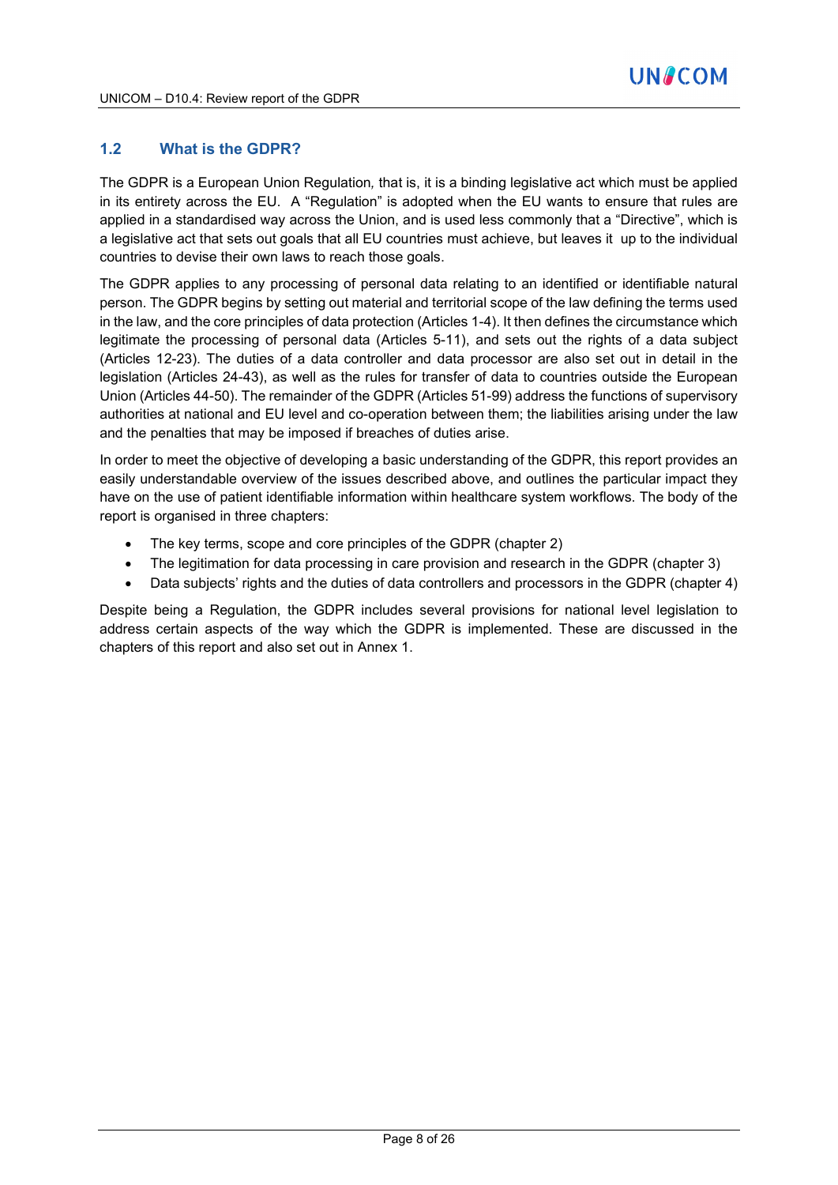## 1.2 What is the GDPR?

The GDPR is a European Union Regulation*,* that is, it is a binding legislative act which must be applied in its entirety across the EU. A "Regulation" is adopted when the EU wants to ensure that rules are applied in a standardised way across the Union, and is used less commonly that a "Directive", which is a legislative act that sets out goals that all EU countries must achieve, but leaves it up to the individual countries to devise their own laws to reach those goals.

The GDPR applies to any processing of personal data relating to an identified or identifiable natural person. The GDPR begins by setting out material and territorial scope of the law defining the terms used in the law, and the core principles of data protection (Articles 1-4). It then defines the circumstance which legitimate the processing of personal data (Articles 5-11), and sets out the rights of a data subject (Articles 12-23). The duties of a data controller and data processor are also set out in detail in the legislation (Articles 24-43), as well as the rules for transfer of data to countries outside the European Union (Articles 44-50). The remainder of the GDPR (Articles 51-99) address the functions of supervisory authorities at national and EU level and co-operation between them; the liabilities arising under the law and the penalties that may be imposed if breaches of duties arise.

In order to meet the objective of developing a basic understanding of the GDPR, this report provides an easily understandable overview of the issues described above, and outlines the particular impact they have on the use of patient identifiable information within healthcare system workflows. The body of the report is organised in three chapters:

- The key terms, scope and core principles of the GDPR (chapter 2)
- The legitimation for data processing in care provision and research in the GDPR (chapter 3)
- Data subjects' rights and the duties of data controllers and processors in the GDPR (chapter 4)

Despite being a Regulation, the GDPR includes several provisions for national level legislation to address certain aspects of the way which the GDPR is implemented. These are discussed in the chapters of this report and also set out in Annex 1.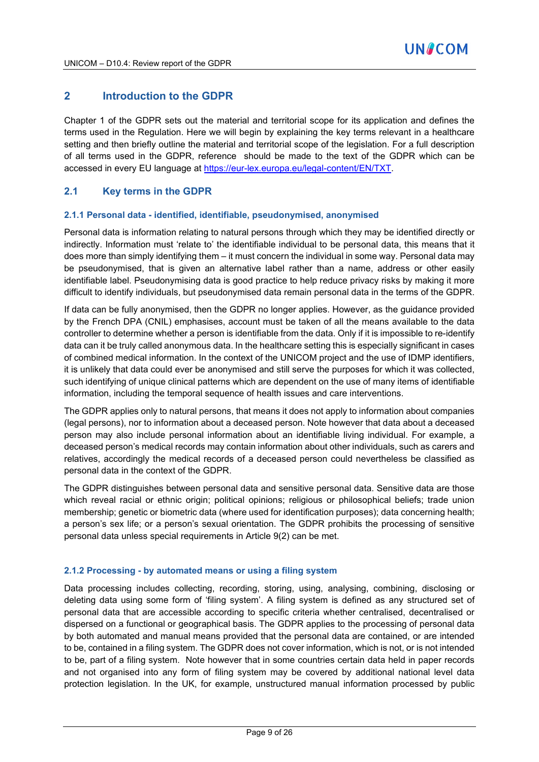## 2 Introduction to the GDPR

Chapter 1 of the GDPR sets out the material and territorial scope for its application and defines the terms used in the Regulation. Here we will begin by explaining the key terms relevant in a healthcare setting and then briefly outline the material and territorial scope of the legislation. For a full description of all terms used in the GDPR, reference should be made to the text of the GDPR which can be accessed in every EU language at https://eur-lex.europa.eu/legal-content/EN/TXT.

### 2.1 Key terms in the GDPR

#### 2.1.1 Personal data - identified, identifiable, pseudonymised, anonymised

Personal data is information relating to natural persons through which they may be identified directly or indirectly. Information must 'relate to' the identifiable individual to be personal data, this means that it does more than simply identifying them – it must concern the individual in some way. Personal data may be pseudonymised, that is given an alternative label rather than a name, address or other easily identifiable label. Pseudonymising data is good practice to help reduce privacy risks by making it more difficult to identify individuals, but pseudonymised data remain personal data in the terms of the GDPR.

If data can be fully anonymised, then the GDPR no longer applies. However, as the guidance provided by the French DPA (CNIL) emphasises, account must be taken of all the means available to the data controller to determine whether a person is identifiable from the data. Only if it is impossible to re-identify data can it be truly called anonymous data. In the healthcare setting this is especially significant in cases of combined medical information. In the context of the UNICOM project and the use of IDMP identifiers, it is unlikely that data could ever be anonymised and still serve the purposes for which it was collected, such identifying of unique clinical patterns which are dependent on the use of many items of identifiable information, including the temporal sequence of health issues and care interventions.

The GDPR applies only to natural persons, that means it does not apply to information about companies (legal persons), nor to information about a deceased person. Note however that data about a deceased person may also include personal information about an identifiable living individual. For example, a deceased person's medical records may contain information about other individuals, such as carers and relatives, accordingly the medical records of a deceased person could nevertheless be classified as personal data in the context of the GDPR.

The GDPR distinguishes between personal data and sensitive personal data. Sensitive data are those which reveal racial or ethnic origin; political opinions; religious or philosophical beliefs; trade union membership; genetic or biometric data (where used for identification purposes); data concerning health; a person's sex life; or a person's sexual orientation. The GDPR prohibits the processing of sensitive personal data unless special requirements in Article 9(2) can be met.

#### 2.1.2 Processing - by automated means or using a filing system

Data processing includes collecting, recording, storing, using, analysing, combining, disclosing or deleting data using some form of 'filing system'. A filing system is defined as any structured set of personal data that are accessible according to specific criteria whether centralised, decentralised or dispersed on a functional or geographical basis. The GDPR applies to the processing of personal data by both automated and manual means provided that the personal data are contained, or are intended to be, contained in a filing system. The GDPR does not cover information, which is not, or is not intended to be, part of a filing system. Note however that in some countries certain data held in paper records and not organised into any form of filing system may be covered by additional national level data protection legislation. In the UK, for example, unstructured manual information processed by public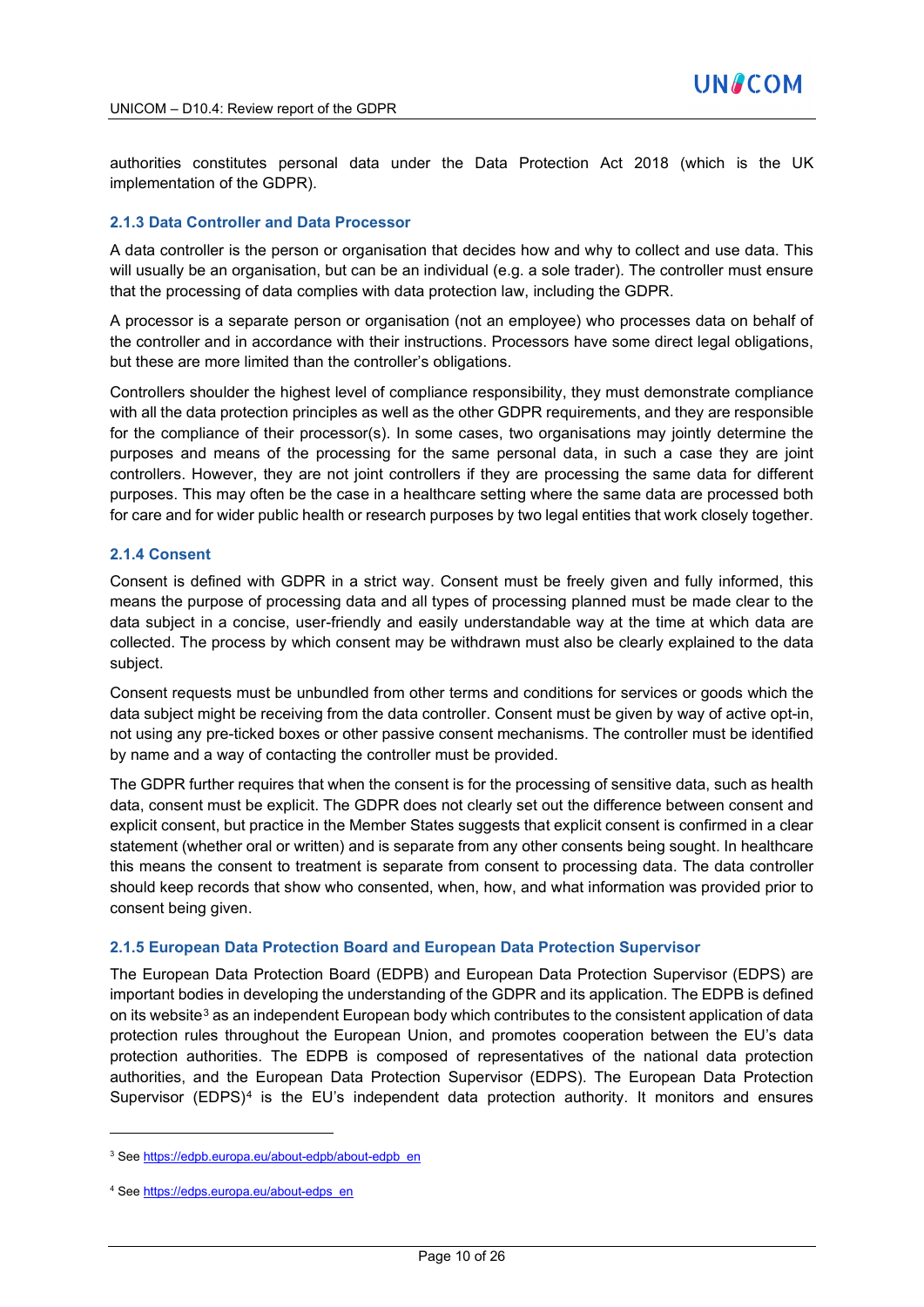authorities constitutes personal data under the Data Protection Act 2018 (which is the UK implementation of the GDPR).

### 2.1.3 Data Controller and Data Processor

A data controller is the person or organisation that decides how and why to collect and use data. This will usually be an organisation, but can be an individual (e.g. a sole trader). The controller must ensure that the processing of data complies with data protection law, including the GDPR.

A processor is a separate person or organisation (not an employee) who processes data on behalf of the controller and in accordance with their instructions. Processors have some direct legal obligations, but these are more limited than the controller's obligations.

Controllers shoulder the highest level of compliance responsibility, they must demonstrate compliance with all the data protection principles as well as the other GDPR requirements, and they are responsible for the compliance of their processor(s). In some cases, two organisations may jointly determine the purposes and means of the processing for the same personal data, in such a case they are joint controllers. However, they are not joint controllers if they are processing the same data for different purposes. This may often be the case in a healthcare setting where the same data are processed both for care and for wider public health or research purposes by two legal entities that work closely together.

### 2.1.4 Consent

Consent is defined with GDPR in a strict way. Consent must be freely given and fully informed, this means the purpose of processing data and all types of processing planned must be made clear to the data subject in a concise, user-friendly and easily understandable way at the time at which data are collected. The process by which consent may be withdrawn must also be clearly explained to the data subject.

Consent requests must be unbundled from other terms and conditions for services or goods which the data subject might be receiving from the data controller. Consent must be given by way of active opt-in, not using any pre-ticked boxes or other passive consent mechanisms. The controller must be identified by name and a way of contacting the controller must be provided.

The GDPR further requires that when the consent is for the processing of sensitive data, such as health data, consent must be explicit. The GDPR does not clearly set out the difference between consent and explicit consent, but practice in the Member States suggests that explicit consent is confirmed in a clear statement (whether oral or written) and is separate from any other consents being sought. In healthcare this means the consent to treatment is separate from consent to processing data. The data controller should keep records that show who consented, when, how, and what information was provided prior to consent being given.

### 2.1.5 European Data Protection Board and European Data Protection Supervisor

The European Data Protection Board (EDPB) and European Data Protection Supervisor (EDPS) are important bodies in developing the understanding of the GDPR and its application. The EDPB is defined on its website[3] as an independent European body which contributes to the consistent application of data protection rules throughout the European Union, and promotes cooperation between the EU's data protection authorities. The EDPB is composed of representatives of the national data protection authorities, and the European Data Protection Supervisor (EDPS). The European Data Protection Supervisor (EDPS)[4] is the EU's independent data protection authority. It monitors and ensures

---

[3] See https://edpb.europa.eu/about-edpb/about-edpb_en

[4] See https://edps.europa.eu/about-edps_en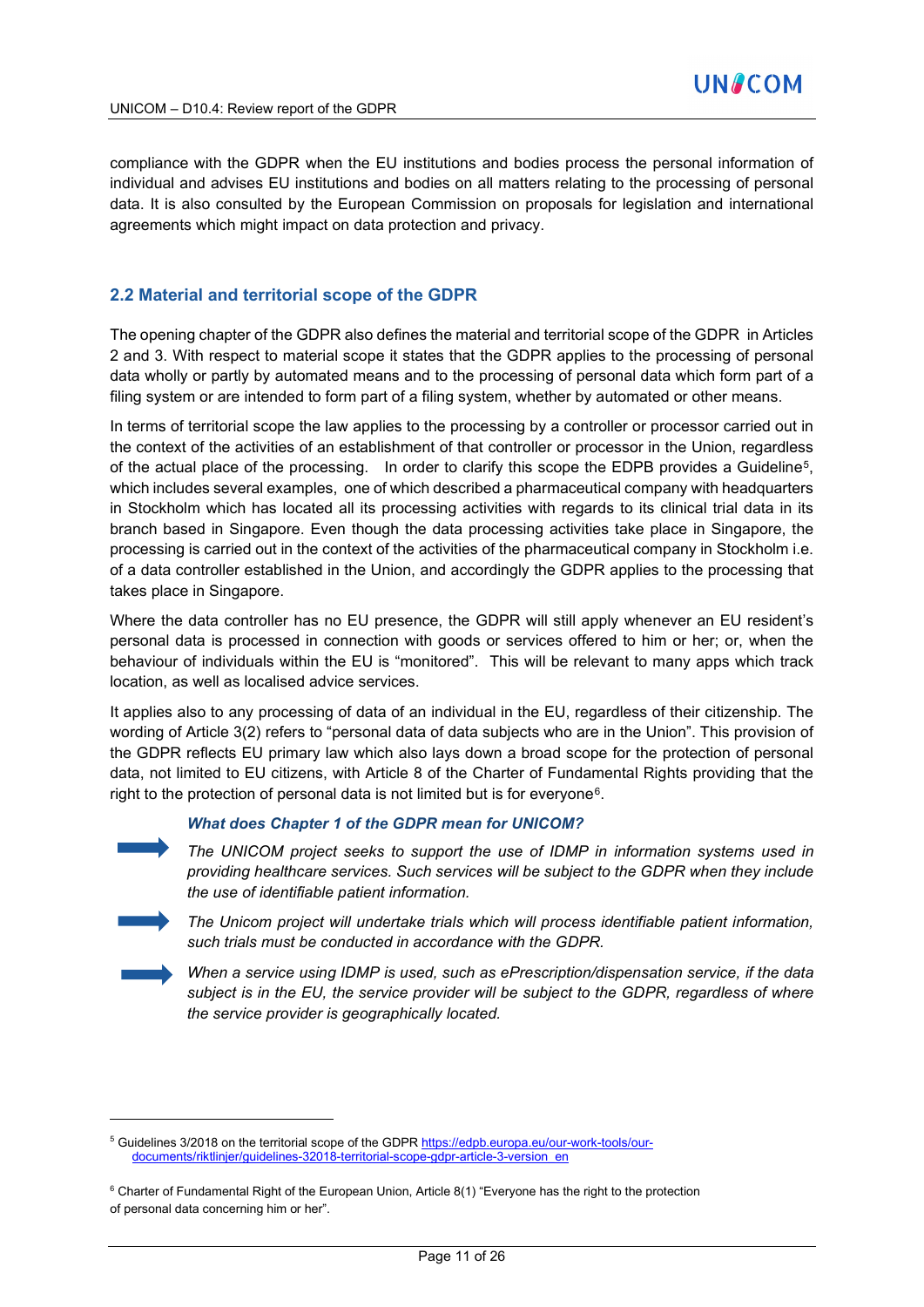compliance with the GDPR when the EU institutions and bodies process the personal information of individual and advises EU institutions and bodies on all matters relating to the processing of personal data. It is also consulted by the European Commission on proposals for legislation and international agreements which might impact on data protection and privacy.

## 2.2 Material and territorial scope of the GDPR

The opening chapter of the GDPR also defines the material and territorial scope of the GDPR in Articles 2 and 3. With respect to material scope it states that the GDPR applies to the processing of personal data wholly or partly by automated means and to the processing of personal data which form part of a filing system or are intended to form part of a filing system, whether by automated or other means.

In terms of territorial scope the law applies to the processing by a controller or processor carried out in the context of the activities of an establishment of that controller or processor in the Union, regardless of the actual place of the processing. In order to clarify this scope the EDPB provides a Guideline[5], which includes several examples, one of which described a pharmaceutical company with headquarters in Stockholm which has located all its processing activities with regards to its clinical trial data in its branch based in Singapore. Even though the data processing activities take place in Singapore, the processing is carried out in the context of the activities of the pharmaceutical company in Stockholm i.e. of a data controller established in the Union, and accordingly the GDPR applies to the processing that takes place in Singapore.

Where the data controller has no EU presence, the GDPR will still apply whenever an EU resident's personal data is processed in connection with goods or services offered to him or her; or, when the behaviour of individuals within the EU is "monitored". This will be relevant to many apps which track location, as well as localised advice services.

It applies also to any processing of data of an individual in the EU, regardless of their citizenship. The wording of Article 3(2) refers to "personal data of data subjects who are in the Union". This provision of the GDPR reflects EU primary law which also lays down a broad scope for the protection of personal data, not limited to EU citizens, with Article 8 of the Charter of Fundamental Rights providing that the right to the protection of personal data is not limited but is for everyone[6].

***What does Chapter 1 of the GDPR mean for UNICOM?***

- *The UNICOM project seeks to support the use of IDMP in information systems used in providing healthcare services. Such services will be subject to the GDPR when they include the use of identifiable patient information.*
- *The Unicom project will undertake trials which will process identifiable patient information, such trials must be conducted in accordance with the GDPR.*
- *When a service using IDMP is used, such as ePrescription/dispensation service, if the data subject is in the EU, the service provider will be subject to the GDPR, regardless of where the service provider is geographically located.*

---

[5] Guidelines 3/2018 on the territorial scope of the GDPR https://edpb.europa.eu/our-work-tools/our-documents/riktlinjer/guidelines-32018-territorial-scope-gdpr-article-3-version_en

[6] Charter of Fundamental Right of the European Union, Article 8(1) "Everyone has the right to the protection of personal data concerning him or her".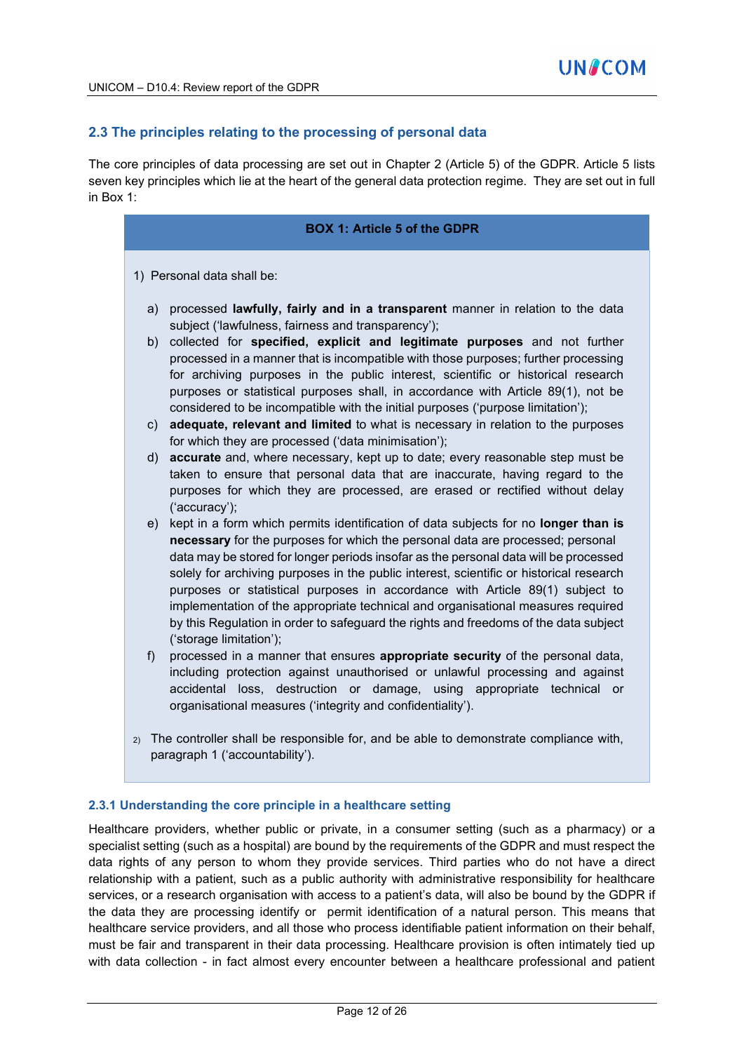## 2.3 The principles relating to the processing of personal data

The core principles of data processing are set out in Chapter 2 (Article 5) of the GDPR. Article 5 lists seven key principles which lie at the heart of the general data protection regime. They are set out in full in Box 1:

**BOX 1: Article 5 of the GDPR**

1) Personal data shall be:

a) processed **lawfully, fairly and in a transparent** manner in relation to the data subject ('lawfulness, fairness and transparency');

b) collected for **specified, explicit and legitimate purposes** and not further processed in a manner that is incompatible with those purposes; further processing for archiving purposes in the public interest, scientific or historical research purposes or statistical purposes shall, in accordance with Article 89(1), not be considered to be incompatible with the initial purposes ('purpose limitation');

c) **adequate, relevant and limited** to what is necessary in relation to the purposes for which they are processed ('data minimisation');

d) **accurate** and, where necessary, kept up to date; every reasonable step must be taken to ensure that personal data that are inaccurate, having regard to the purposes for which they are processed, are erased or rectified without delay ('accuracy');

e) kept in a form which permits identification of data subjects for no **longer than is necessary** for the purposes for which the personal data are processed; personal data may be stored for longer periods insofar as the personal data will be processed solely for archiving purposes in the public interest, scientific or historical research purposes or statistical purposes in accordance with Article 89(1) subject to implementation of the appropriate technical and organisational measures required by this Regulation in order to safeguard the rights and freedoms of the data subject ('storage limitation');

f) processed in a manner that ensures **appropriate security** of the personal data, including protection against unauthorised or unlawful processing and against accidental loss, destruction or damage, using appropriate technical or organisational measures ('integrity and confidentiality').

2) The controller shall be responsible for, and be able to demonstrate compliance with, paragraph 1 ('accountability').

### 2.3.1 Understanding the core principle in a healthcare setting

Healthcare providers, whether public or private, in a consumer setting (such as a pharmacy) or a specialist setting (such as a hospital) are bound by the requirements of the GDPR and must respect the data rights of any person to whom they provide services. Third parties who do not have a direct relationship with a patient, such as a public authority with administrative responsibility for healthcare services, or a research organisation with access to a patient's data, will also be bound by the GDPR if the data they are processing identify or permit identification of a natural person. This means that healthcare service providers, and all those who process identifiable patient information on their behalf, must be fair and transparent in their data processing. Healthcare provision is often intimately tied up with data collection - in fact almost every encounter between a healthcare professional and patient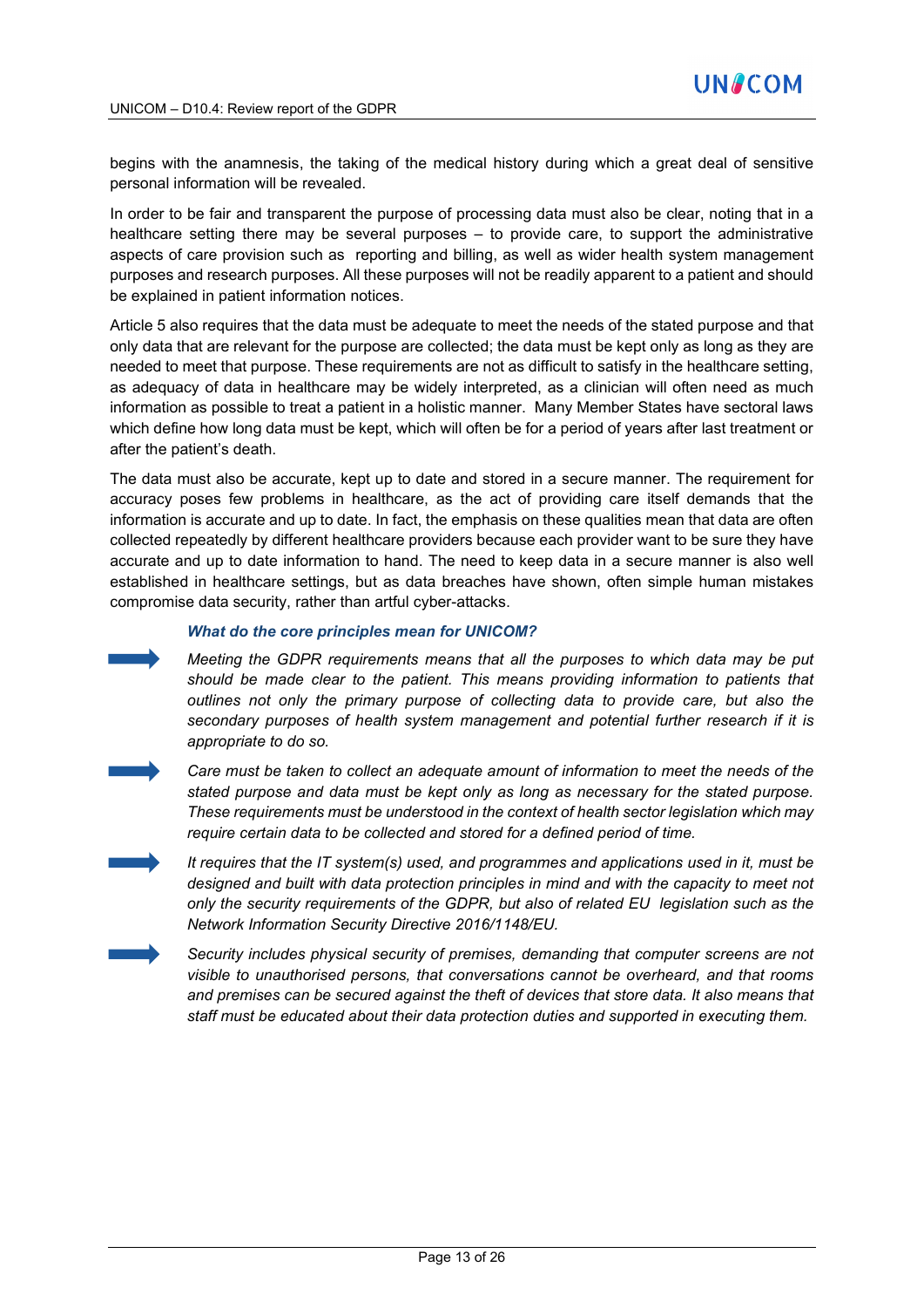begins with the anamnesis, the taking of the medical history during which a great deal of sensitive personal information will be revealed.

In order to be fair and transparent the purpose of processing data must also be clear, noting that in a healthcare setting there may be several purposes – to provide care, to support the administrative aspects of care provision such as reporting and billing, as well as wider health system management purposes and research purposes. All these purposes will not be readily apparent to a patient and should be explained in patient information notices.

Article 5 also requires that the data must be adequate to meet the needs of the stated purpose and that only data that are relevant for the purpose are collected; the data must be kept only as long as they are needed to meet that purpose. These requirements are not as difficult to satisfy in the healthcare setting, as adequacy of data in healthcare may be widely interpreted, as a clinician will often need as much information as possible to treat a patient in a holistic manner. Many Member States have sectoral laws which define how long data must be kept, which will often be for a period of years after last treatment or after the patient's death.

The data must also be accurate, kept up to date and stored in a secure manner. The requirement for accuracy poses few problems in healthcare, as the act of providing care itself demands that the information is accurate and up to date. In fact, the emphasis on these qualities mean that data are often collected repeatedly by different healthcare providers because each provider want to be sure they have accurate and up to date information to hand. The need to keep data in a secure manner is also well established in healthcare settings, but as data breaches have shown, often simple human mistakes compromise data security, rather than artful cyber-attacks.

***What do the core principles mean for UNICOM?***

- *Meeting the GDPR requirements means that all the purposes to which data may be put should be made clear to the patient. This means providing information to patients that outlines not only the primary purpose of collecting data to provide care, but also the secondary purposes of health system management and potential further research if it is appropriate to do so.*

- *Care must be taken to collect an adequate amount of information to meet the needs of the stated purpose and data must be kept only as long as necessary for the stated purpose. These requirements must be understood in the context of health sector legislation which may require certain data to be collected and stored for a defined period of time.*

- *It requires that the IT system(s) used, and programmes and applications used in it, must be designed and built with data protection principles in mind and with the capacity to meet not only the security requirements of the GDPR, but also of related EU legislation such as the Network Information Security Directive 2016/1148/EU.*

- *Security includes physical security of premises, demanding that computer screens are not visible to unauthorised persons, that conversations cannot be overheard, and that rooms and premises can be secured against the theft of devices that store data. It also means that staff must be educated about their data protection duties and supported in executing them.*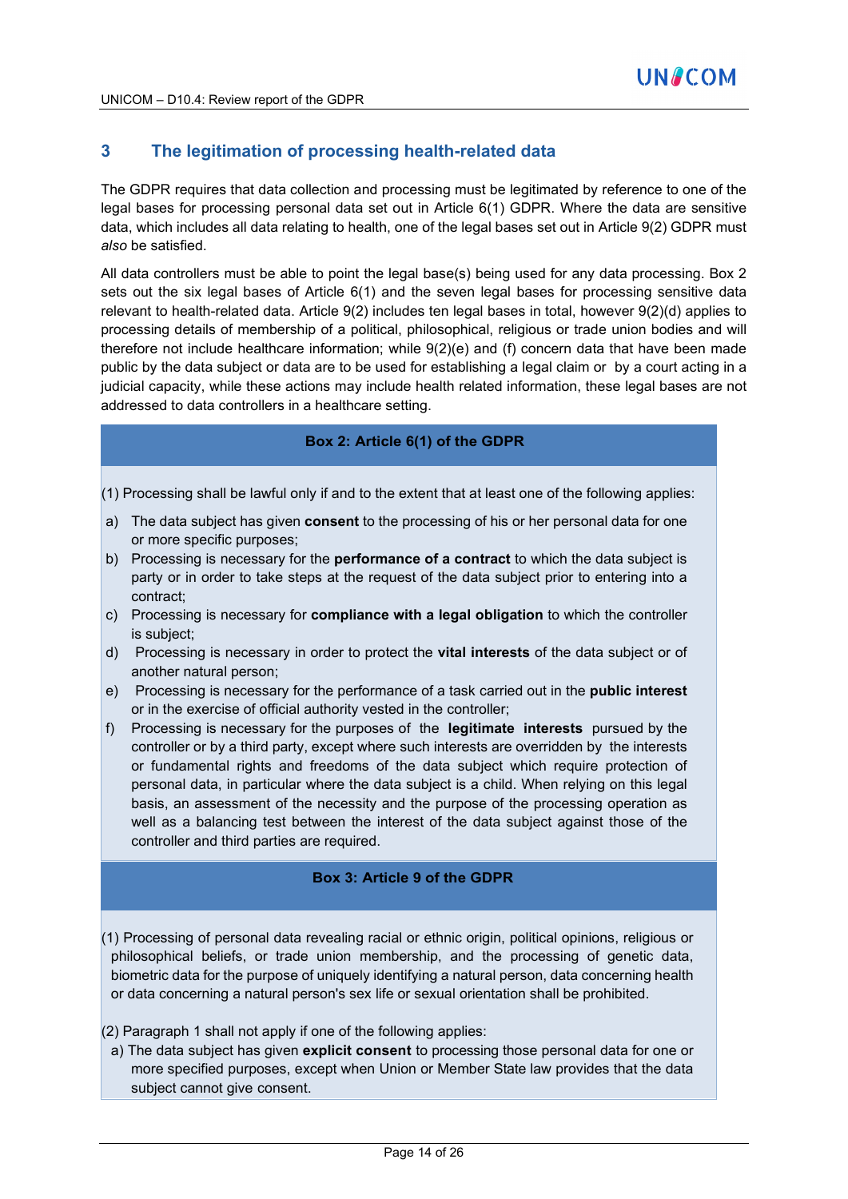## 3 The legitimation of processing health-related data

The GDPR requires that data collection and processing must be legitimated by reference to one of the legal bases for processing personal data set out in Article 6(1) GDPR. Where the data are sensitive data, which includes all data relating to health, one of the legal bases set out in Article 9(2) GDPR must *also* be satisfied.

All data controllers must be able to point the legal base(s) being used for any data processing. Box 2 sets out the six legal bases of Article 6(1) and the seven legal bases for processing sensitive data relevant to health-related data. Article 9(2) includes ten legal bases in total, however 9(2)(d) applies to processing details of membership of a political, philosophical, religious or trade union bodies and will therefore not include healthcare information; while 9(2)(e) and (f) concern data that have been made public by the data subject or data are to be used for establishing a legal claim or by a court acting in a judicial capacity, while these actions may include health related information, these legal bases are not addressed to data controllers in a healthcare setting.

**Box 2: Article 6(1) of the GDPR**

(1) Processing shall be lawful only if and to the extent that at least one of the following applies:

a) The data subject has given **consent** to the processing of his or her personal data for one or more specific purposes;
b) Processing is necessary for the **performance of a contract** to which the data subject is party or in order to take steps at the request of the data subject prior to entering into a contract;
c) Processing is necessary for **compliance with a legal obligation** to which the controller is subject;
d) Processing is necessary in order to protect the **vital interests** of the data subject or of another natural person;
e) Processing is necessary for the performance of a task carried out in the **public interest** or in the exercise of official authority vested in the controller;
f) Processing is necessary for the purposes of the **legitimate interests** pursued by the controller or by a third party, except where such interests are overridden by the interests or fundamental rights and freedoms of the data subject which require protection of personal data, in particular where the data subject is a child. When relying on this legal basis, an assessment of the necessity and the purpose of the processing operation as well as a balancing test between the interest of the data subject against those of the controller and third parties are required.

**Box 3: Article 9 of the GDPR**

(1) Processing of personal data revealing racial or ethnic origin, political opinions, religious or philosophical beliefs, or trade union membership, and the processing of genetic data, biometric data for the purpose of uniquely identifying a natural person, data concerning health or data concerning a natural person's sex life or sexual orientation shall be prohibited.

(2) Paragraph 1 shall not apply if one of the following applies:

a) The data subject has given **explicit consent** to processing those personal data for one or more specified purposes, except when Union or Member State law provides that the data subject cannot give consent.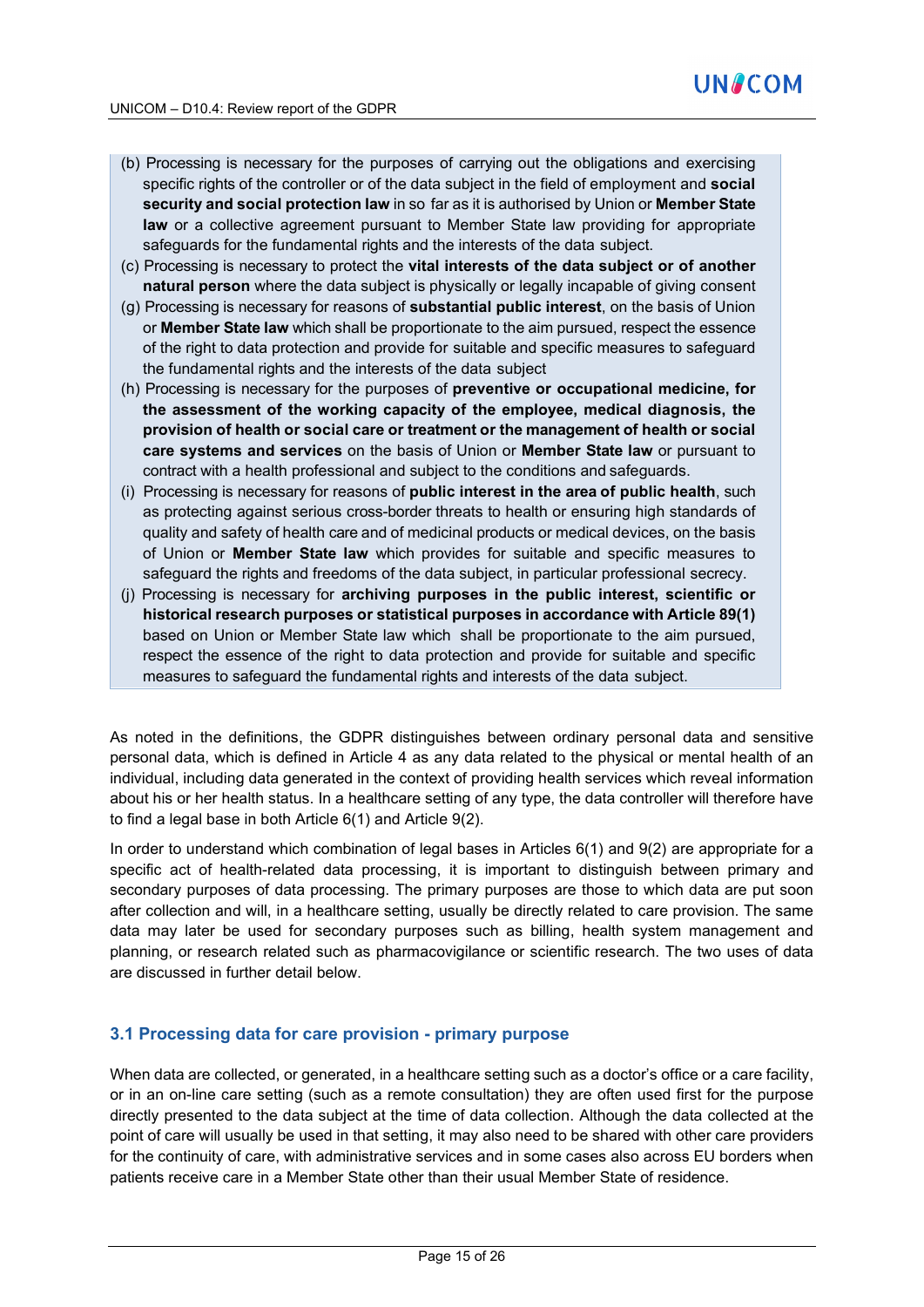(b) Processing is necessary for the purposes of carrying out the obligations and exercising specific rights of the controller or of the data subject in the field of employment and **social security and social protection law** in so far as it is authorised by Union or **Member State law** or a collective agreement pursuant to Member State law providing for appropriate safeguards for the fundamental rights and the interests of the data subject.

(c) Processing is necessary to protect the **vital interests of the data subject or of another natural person** where the data subject is physically or legally incapable of giving consent

(g) Processing is necessary for reasons of **substantial public interest**, on the basis of Union or **Member State law** which shall be proportionate to the aim pursued, respect the essence of the right to data protection and provide for suitable and specific measures to safeguard the fundamental rights and the interests of the data subject

(h) Processing is necessary for the purposes of **preventive or occupational medicine, for the assessment of the working capacity of the employee, medical diagnosis, the provision of health or social care or treatment or the management of health or social care systems and services** on the basis of Union or **Member State law** or pursuant to contract with a health professional and subject to the conditions and safeguards.

(i) Processing is necessary for reasons of **public interest in the area of public health**, such as protecting against serious cross-border threats to health or ensuring high standards of quality and safety of health care and of medicinal products or medical devices, on the basis of Union or **Member State law** which provides for suitable and specific measures to safeguard the rights and freedoms of the data subject, in particular professional secrecy.

(j) Processing is necessary for **archiving purposes in the public interest, scientific or historical research purposes or statistical purposes in accordance with Article 89(1)** based on Union or Member State law which shall be proportionate to the aim pursued, respect the essence of the right to data protection and provide for suitable and specific measures to safeguard the fundamental rights and interests of the data subject.

As noted in the definitions, the GDPR distinguishes between ordinary personal data and sensitive personal data, which is defined in Article 4 as any data related to the physical or mental health of an individual, including data generated in the context of providing health services which reveal information about his or her health status. In a healthcare setting of any type, the data controller will therefore have to find a legal base in both Article 6(1) and Article 9(2).

In order to understand which combination of legal bases in Articles 6(1) and 9(2) are appropriate for a specific act of health-related data processing, it is important to distinguish between primary and secondary purposes of data processing. The primary purposes are those to which data are put soon after collection and will, in a healthcare setting, usually be directly related to care provision. The same data may later be used for secondary purposes such as billing, health system management and planning, or research related such as pharmacovigilance or scientific research. The two uses of data are discussed in further detail below.

### 3.1 Processing data for care provision - primary purpose

When data are collected, or generated, in a healthcare setting such as a doctor's office or a care facility, or in an on-line care setting (such as a remote consultation) they are often used first for the purpose directly presented to the data subject at the time of data collection. Although the data collected at the point of care will usually be used in that setting, it may also need to be shared with other care providers for the continuity of care, with administrative services and in some cases also across EU borders when patients receive care in a Member State other than their usual Member State of residence.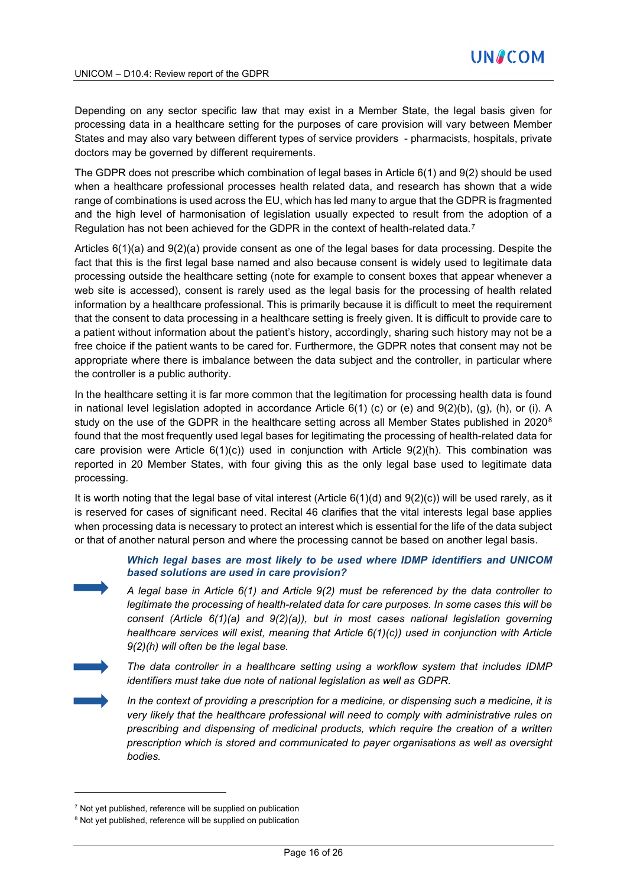Depending on any sector specific law that may exist in a Member State, the legal basis given for processing data in a healthcare setting for the purposes of care provision will vary between Member States and may also vary between different types of service providers - pharmacists, hospitals, private doctors may be governed by different requirements.

The GDPR does not prescribe which combination of legal bases in Article 6(1) and 9(2) should be used when a healthcare professional processes health related data, and research has shown that a wide range of combinations is used across the EU, which has led many to argue that the GDPR is fragmented and the high level of harmonisation of legislation usually expected to result from the adoption of a Regulation has not been achieved for the GDPR in the context of health-related data.[7]

Articles 6(1)(a) and 9(2)(a) provide consent as one of the legal bases for data processing. Despite the fact that this is the first legal base named and also because consent is widely used to legitimate data processing outside the healthcare setting (note for example to consent boxes that appear whenever a web site is accessed), consent is rarely used as the legal basis for the processing of health related information by a healthcare professional. This is primarily because it is difficult to meet the requirement that the consent to data processing in a healthcare setting is freely given. It is difficult to provide care to a patient without information about the patient's history, accordingly, sharing such history may not be a free choice if the patient wants to be cared for. Furthermore, the GDPR notes that consent may not be appropriate where there is imbalance between the data subject and the controller, in particular where the controller is a public authority.

In the healthcare setting it is far more common that the legitimation for processing health data is found in national level legislation adopted in accordance Article 6(1) (c) or (e) and 9(2)(b), (g), (h), or (i). A study on the use of the GDPR in the healthcare setting across all Member States published in 2020[8] found that the most frequently used legal bases for legitimating the processing of health-related data for care provision were Article 6(1)(c)) used in conjunction with Article 9(2)(h). This combination was reported in 20 Member States, with four giving this as the only legal base used to legitimate data processing.

It is worth noting that the legal base of vital interest (Article 6(1)(d) and 9(2)(c)) will be used rarely, as it is reserved for cases of significant need. Recital 46 clarifies that the vital interests legal base applies when processing data is necessary to protect an interest which is essential for the life of the data subject or that of another natural person and where the processing cannot be based on another legal basis.

***Which legal bases are most likely to be used where IDMP identifiers and UNICOM based solutions are used in care provision?***

➡ *A legal base in Article 6(1) and Article 9(2) must be referenced by the data controller to legitimate the processing of health-related data for care purposes. In some cases this will be consent (Article 6(1)(a) and 9(2)(a)), but in most cases national legislation governing healthcare services will exist, meaning that Article 6(1)(c)) used in conjunction with Article 9(2)(h) will often be the legal base.*

➡ *The data controller in a healthcare setting using a workflow system that includes IDMP identifiers must take due note of national legislation as well as GDPR.*

➡ *In the context of providing a prescription for a medicine, or dispensing such a medicine, it is very likely that the healthcare professional will need to comply with administrative rules on prescribing and dispensing of medicinal products, which require the creation of a written prescription which is stored and communicated to payer organisations as well as oversight bodies.*

---

[7] Not yet published, reference will be supplied on publication

[8] Not yet published, reference will be supplied on publication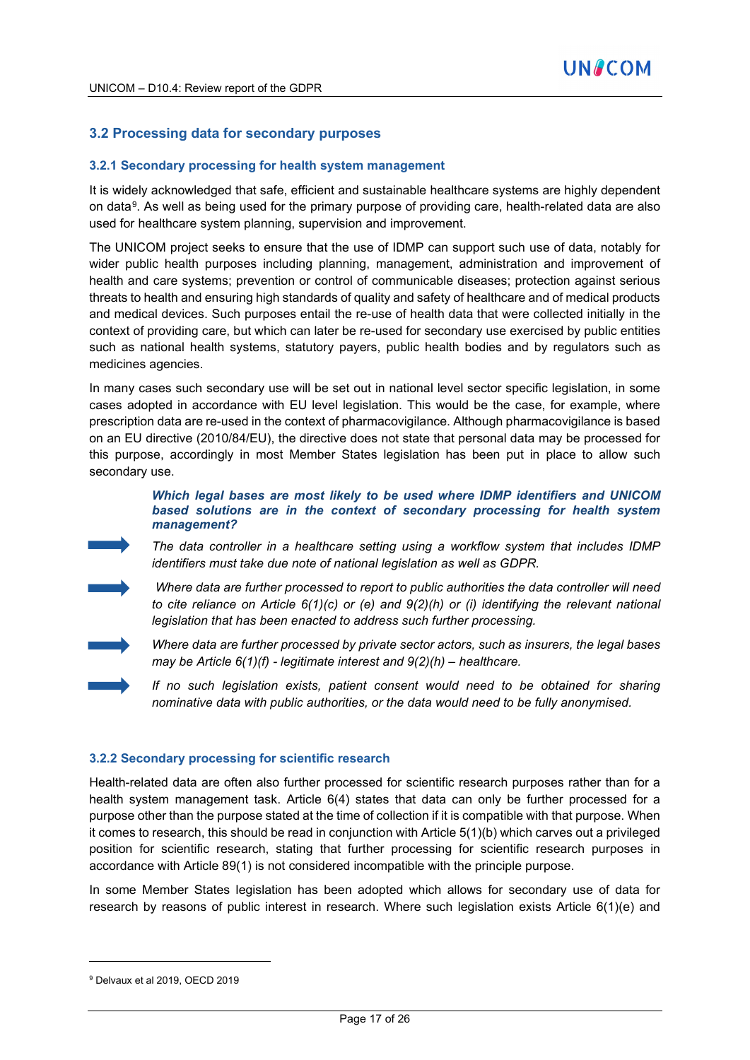## 3.2 Processing data for secondary purposes

### 3.2.1 Secondary processing for health system management

It is widely acknowledged that safe, efficient and sustainable healthcare systems are highly dependent on data[9]. As well as being used for the primary purpose of providing care, health-related data are also used for healthcare system planning, supervision and improvement.

The UNICOM project seeks to ensure that the use of IDMP can support such use of data, notably for wider public health purposes including planning, management, administration and improvement of health and care systems; prevention or control of communicable diseases; protection against serious threats to health and ensuring high standards of quality and safety of healthcare and of medical products and medical devices. Such purposes entail the re-use of health data that were collected initially in the context of providing care, but which can later be re-used for secondary use exercised by public entities such as national health systems, statutory payers, public health bodies and by regulators such as medicines agencies.

In many cases such secondary use will be set out in national level sector specific legislation, in some cases adopted in accordance with EU level legislation. This would be the case, for example, where prescription data are re-used in the context of pharmacovigilance. Although pharmacovigilance is based on an EU directive (2010/84/EU), the directive does not state that personal data may be processed for this purpose, accordingly in most Member States legislation has been put in place to allow such secondary use.

***Which legal bases are most likely to be used where IDMP identifiers and UNICOM based solutions are in the context of secondary processing for health system management?***

- *The data controller in a healthcare setting using a workflow system that includes IDMP identifiers must take due note of national legislation as well as GDPR.*
- *Where data are further processed to report to public authorities the data controller will need to cite reliance on Article 6(1)(c) or (e) and 9(2)(h) or (i) identifying the relevant national legislation that has been enacted to address such further processing.*
- *Where data are further processed by private sector actors, such as insurers, the legal bases may be Article 6(1)(f) - legitimate interest and 9(2)(h) – healthcare.*
- *If no such legislation exists, patient consent would need to be obtained for sharing nominative data with public authorities, or the data would need to be fully anonymised.*

### 3.2.2 Secondary processing for scientific research

Health-related data are often also further processed for scientific research purposes rather than for a health system management task. Article 6(4) states that data can only be further processed for a purpose other than the purpose stated at the time of collection if it is compatible with that purpose. When it comes to research, this should be read in conjunction with Article 5(1)(b) which carves out a privileged position for scientific research, stating that further processing for scientific research purposes in accordance with Article 89(1) is not considered incompatible with the principle purpose.

In some Member States legislation has been adopted which allows for secondary use of data for research by reasons of public interest in research. Where such legislation exists Article 6(1)(e) and

[9] Delvaux et al 2019, OECD 2019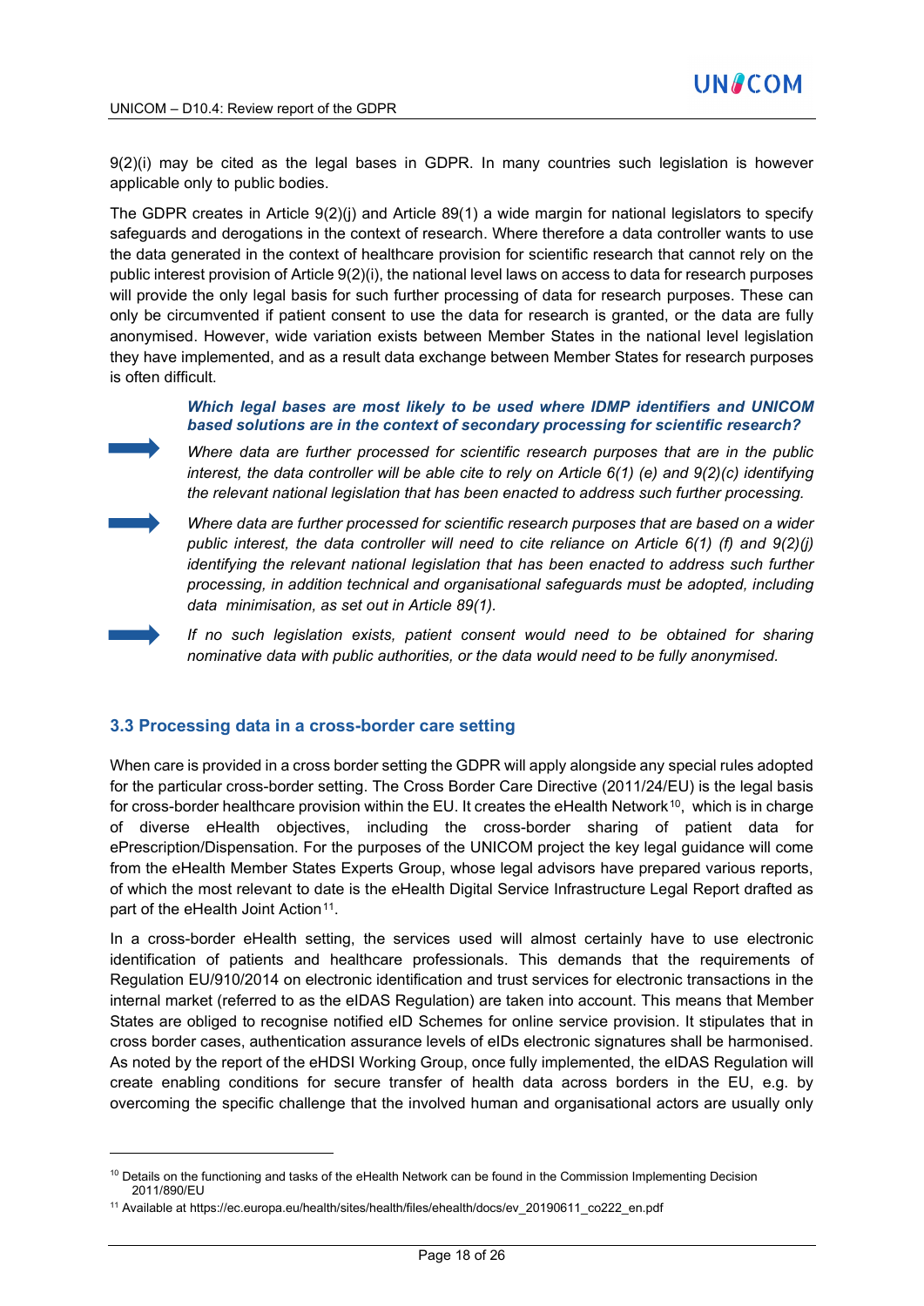9(2)(i) may be cited as the legal bases in GDPR. In many countries such legislation is however applicable only to public bodies.

The GDPR creates in Article 9(2)(j) and Article 89(1) a wide margin for national legislators to specify safeguards and derogations in the context of research. Where therefore a data controller wants to use the data generated in the context of healthcare provision for scientific research that cannot rely on the public interest provision of Article 9(2)(i), the national level laws on access to data for research purposes will provide the only legal basis for such further processing of data for research purposes. These can only be circumvented if patient consent to use the data for research is granted, or the data are fully anonymised. However, wide variation exists between Member States in the national level legislation they have implemented, and as a result data exchange between Member States for research purposes is often difficult.

***Which legal bases are most likely to be used where IDMP identifiers and UNICOM based solutions are in the context of secondary processing for scientific research?***

- *Where data are further processed for scientific research purposes that are in the public interest, the data controller will be able cite to rely on Article 6(1) (e) and 9(2)(c) identifying the relevant national legislation that has been enacted to address such further processing.*
- *Where data are further processed for scientific research purposes that are based on a wider public interest, the data controller will need to cite reliance on Article 6(1) (f) and 9(2)(j) identifying the relevant national legislation that has been enacted to address such further processing, in addition technical and organisational safeguards must be adopted, including data minimisation, as set out in Article 89(1).*
- *If no such legislation exists, patient consent would need to be obtained for sharing nominative data with public authorities, or the data would need to be fully anonymised.*

## 3.3 Processing data in a cross-border care setting

When care is provided in a cross border setting the GDPR will apply alongside any special rules adopted for the particular cross-border setting. The Cross Border Care Directive (2011/24/EU) is the legal basis for cross-border healthcare provision within the EU. It creates the eHealth Network[10], which is in charge of diverse eHealth objectives, including the cross-border sharing of patient data for ePrescription/Dispensation. For the purposes of the UNICOM project the key legal guidance will come from the eHealth Member States Experts Group, whose legal advisors have prepared various reports, of which the most relevant to date is the eHealth Digital Service Infrastructure Legal Report drafted as part of the eHealth Joint Action[11].

In a cross-border eHealth setting, the services used will almost certainly have to use electronic identification of patients and healthcare professionals. This demands that the requirements of Regulation EU/910/2014 on electronic identification and trust services for electronic transactions in the internal market (referred to as the eIDAS Regulation) are taken into account. This means that Member States are obliged to recognise notified eID Schemes for online service provision. It stipulates that in cross border cases, authentication assurance levels of eIDs electronic signatures shall be harmonised. As noted by the report of the eHDSI Working Group, once fully implemented, the eIDAS Regulation will create enabling conditions for secure transfer of health data across borders in the EU, e.g. by overcoming the specific challenge that the involved human and organisational actors are usually only

---

[10] Details on the functioning and tasks of the eHealth Network can be found in the Commission Implementing Decision 2011/890/EU

[11] Available at https://ec.europa.eu/health/sites/health/files/ehealth/docs/ev_20190611_co222_en.pdf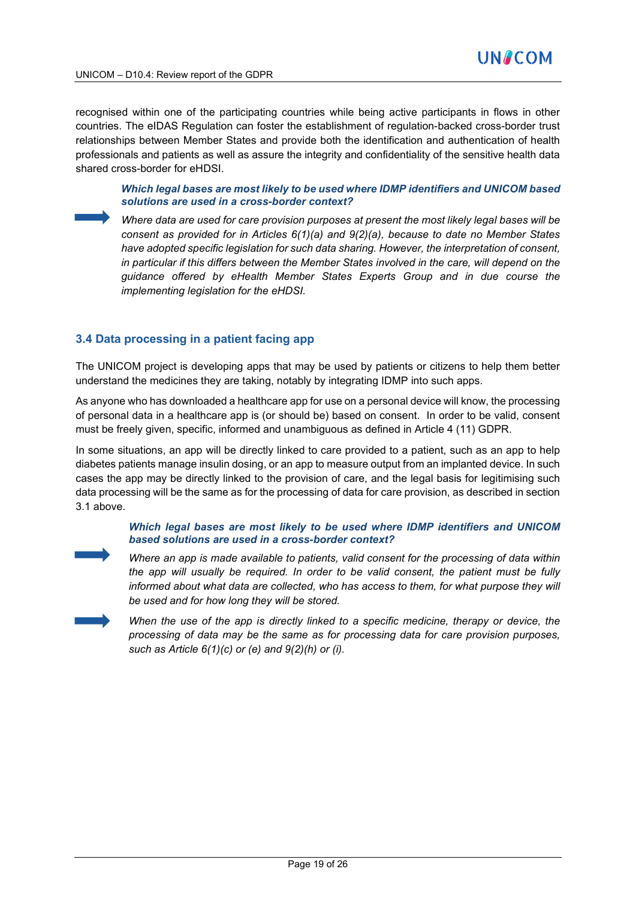recognised within one of the participating countries while being active participants in flows in other countries. The eIDAS Regulation can foster the establishment of regulation-backed cross-border trust relationships between Member States and provide both the identification and authentication of health professionals and patients as well as assure the integrity and confidentiality of the sensitive health data shared cross-border for eHDSI.

> ***Which legal bases are most likely to be used where IDMP identifiers and UNICOM based solutions are used in a cross-border context?***
>
> *Where data are used for care provision purposes at present the most likely legal bases will be consent as provided for in Articles 6(1)(a) and 9(2)(a), because to date no Member States have adopted specific legislation for such data sharing. However, the interpretation of consent, in particular if this differs between the Member States involved in the care, will depend on the guidance offered by eHealth Member States Experts Group and in due course the implementing legislation for the eHDSI.*

### 3.4 Data processing in a patient facing app

The UNICOM project is developing apps that may be used by patients or citizens to help them better understand the medicines they are taking, notably by integrating IDMP into such apps.

As anyone who has downloaded a healthcare app for use on a personal device will know, the processing of personal data in a healthcare app is (or should be) based on consent. In order to be valid, consent must be freely given, specific, informed and unambiguous as defined in Article 4 (11) GDPR.

In some situations, an app will be directly linked to care provided to a patient, such as an app to help diabetes patients manage insulin dosing, or an app to measure output from an implanted device. In such cases the app may be directly linked to the provision of care, and the legal basis for legitimising such data processing will be the same as for the processing of data for care provision, as described in section 3.1 above.

> ***Which legal bases are most likely to be used where IDMP identifiers and UNICOM based solutions are used in a cross-border context?***
>
> *Where an app is made available to patients, valid consent for the processing of data within the app will usually be required. In order to be valid consent, the patient must be fully informed about what data are collected, who has access to them, for what purpose they will be used and for how long they will be stored.*
>
> *When the use of the app is directly linked to a specific medicine, therapy or device, the processing of data may be the same as for processing data for care provision purposes, such as Article 6(1)(c) or (e) and 9(2)(h) or (i).*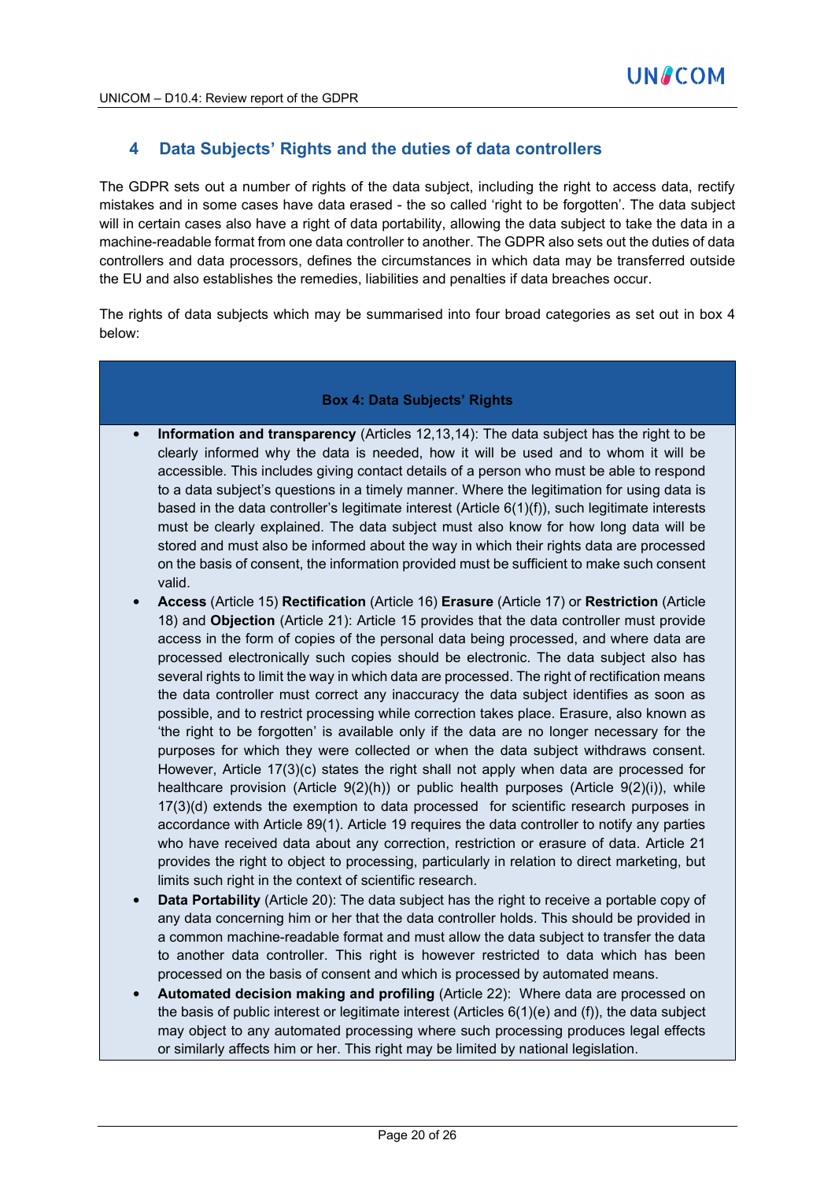## 4 Data Subjects' Rights and the duties of data controllers

The GDPR sets out a number of rights of the data subject, including the right to access data, rectify mistakes and in some cases have data erased - the so called 'right to be forgotten'. The data subject will in certain cases also have a right of data portability, allowing the data subject to take the data in a machine-readable format from one data controller to another. The GDPR also sets out the duties of data controllers and data processors, defines the circumstances in which data may be transferred outside the EU and also establishes the remedies, liabilities and penalties if data breaches occur.

The rights of data subjects which may be summarised into four broad categories as set out in box 4 below:

**Box 4: Data Subjects' Rights**

- **Information and transparency** (Articles 12,13,14): The data subject has the right to be clearly informed why the data is needed, how it will be used and to whom it will be accessible. This includes giving contact details of a person who must be able to respond to a data subject's questions in a timely manner. Where the legitimation for using data is based in the data controller's legitimate interest (Article 6(1)(f)), such legitimate interests must be clearly explained. The data subject must also know for how long data will be stored and must also be informed about the way in which their rights data are processed on the basis of consent, the information provided must be sufficient to make such consent valid.
- **Access** (Article 15) **Rectification** (Article 16) **Erasure** (Article 17) or **Restriction** (Article 18) and **Objection** (Article 21): Article 15 provides that the data controller must provide access in the form of copies of the personal data being processed, and where data are processed electronically such copies should be electronic. The data subject also has several rights to limit the way in which data are processed. The right of rectification means the data controller must correct any inaccuracy the data subject identifies as soon as possible, and to restrict processing while correction takes place. Erasure, also known as 'the right to be forgotten' is available only if the data are no longer necessary for the purposes for which they were collected or when the data subject withdraws consent. However, Article 17(3)(c) states the right shall not apply when data are processed for healthcare provision (Article 9(2)(h)) or public health purposes (Article 9(2)(i)), while 17(3)(d) extends the exemption to data processed for scientific research purposes in accordance with Article 89(1). Article 19 requires the data controller to notify any parties who have received data about any correction, restriction or erasure of data. Article 21 provides the right to object to processing, particularly in relation to direct marketing, but limits such right in the context of scientific research.
- **Data Portability** (Article 20): The data subject has the right to receive a portable copy of any data concerning him or her that the data controller holds. This should be provided in a common machine-readable format and must allow the data subject to transfer the data to another data controller. This right is however restricted to data which has been processed on the basis of consent and which is processed by automated means.
- **Automated decision making and profiling** (Article 22): Where data are processed on the basis of public interest or legitimate interest (Articles 6(1)(e) and (f)), the data subject may object to any automated processing where such processing produces legal effects or similarly affects him or her. This right may be limited by national legislation.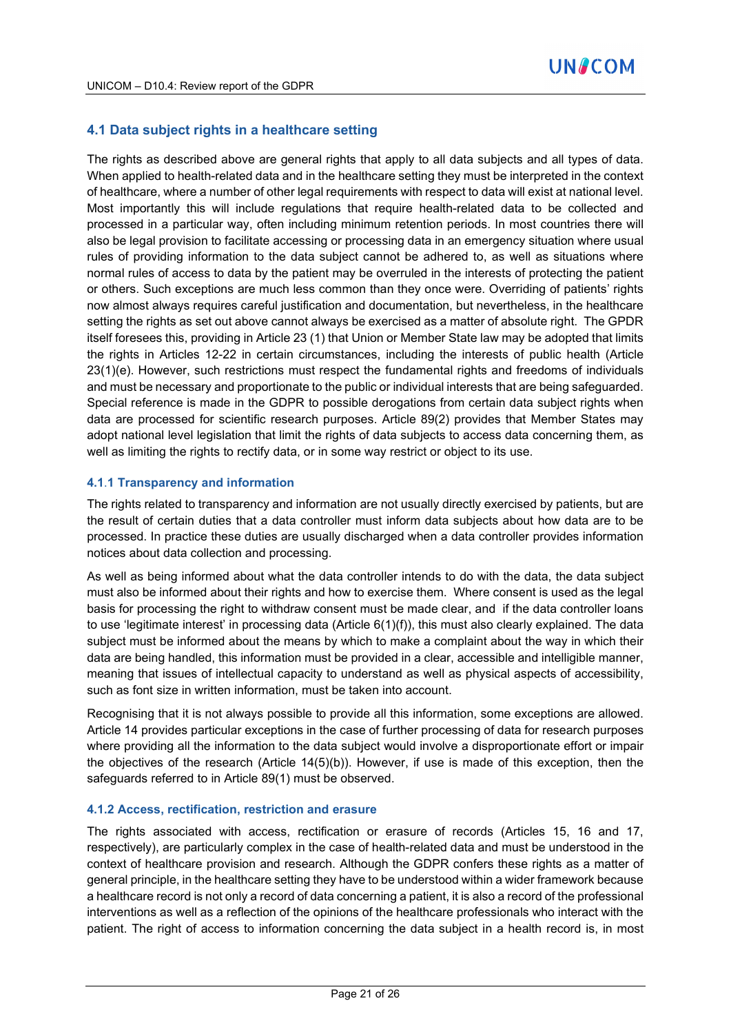## 4.1 Data subject rights in a healthcare setting

The rights as described above are general rights that apply to all data subjects and all types of data. When applied to health-related data and in the healthcare setting they must be interpreted in the context of healthcare, where a number of other legal requirements with respect to data will exist at national level. Most importantly this will include regulations that require health-related data to be collected and processed in a particular way, often including minimum retention periods. In most countries there will also be legal provision to facilitate accessing or processing data in an emergency situation where usual rules of providing information to the data subject cannot be adhered to, as well as situations where normal rules of access to data by the patient may be overruled in the interests of protecting the patient or others. Such exceptions are much less common than they once were. Overriding of patients' rights now almost always requires careful justification and documentation, but nevertheless, in the healthcare setting the rights as set out above cannot always be exercised as a matter of absolute right. The GPDR itself foresees this, providing in Article 23 (1) that Union or Member State law may be adopted that limits the rights in Articles 12-22 in certain circumstances, including the interests of public health (Article 23(1)(e). However, such restrictions must respect the fundamental rights and freedoms of individuals and must be necessary and proportionate to the public or individual interests that are being safeguarded. Special reference is made in the GDPR to possible derogations from certain data subject rights when data are processed for scientific research purposes. Article 89(2) provides that Member States may adopt national level legislation that limit the rights of data subjects to access data concerning them, as well as limiting the rights to rectify data, or in some way restrict or object to its use.

### 4.1.1 Transparency and information

The rights related to transparency and information are not usually directly exercised by patients, but are the result of certain duties that a data controller must inform data subjects about how data are to be processed. In practice these duties are usually discharged when a data controller provides information notices about data collection and processing.

As well as being informed about what the data controller intends to do with the data, the data subject must also be informed about their rights and how to exercise them. Where consent is used as the legal basis for processing the right to withdraw consent must be made clear, and if the data controller loans to use 'legitimate interest' in processing data (Article 6(1)(f)), this must also clearly explained. The data subject must be informed about the means by which to make a complaint about the way in which their data are being handled, this information must be provided in a clear, accessible and intelligible manner, meaning that issues of intellectual capacity to understand as well as physical aspects of accessibility, such as font size in written information, must be taken into account.

Recognising that it is not always possible to provide all this information, some exceptions are allowed. Article 14 provides particular exceptions in the case of further processing of data for research purposes where providing all the information to the data subject would involve a disproportionate effort or impair the objectives of the research (Article 14(5)(b)). However, if use is made of this exception, then the safeguards referred to in Article 89(1) must be observed.

### 4.1.2 Access, rectification, restriction and erasure

The rights associated with access, rectification or erasure of records (Articles 15, 16 and 17, respectively), are particularly complex in the case of health-related data and must be understood in the context of healthcare provision and research. Although the GDPR confers these rights as a matter of general principle, in the healthcare setting they have to be understood within a wider framework because a healthcare record is not only a record of data concerning a patient, it is also a record of the professional interventions as well as a reflection of the opinions of the healthcare professionals who interact with the patient. The right of access to information concerning the data subject in a health record is, in most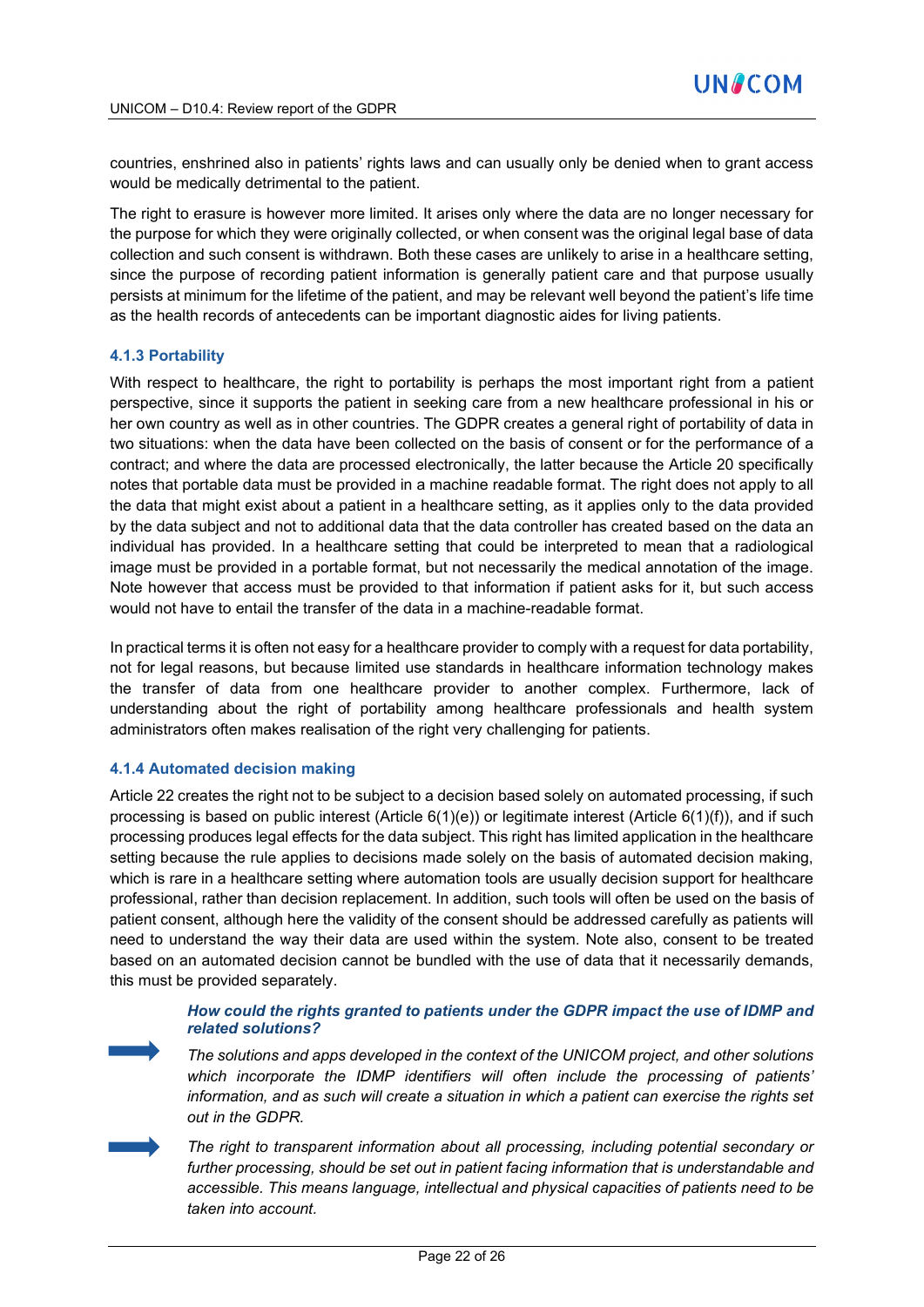countries, enshrined also in patients' rights laws and can usually only be denied when to grant access would be medically detrimental to the patient.

The right to erasure is however more limited. It arises only where the data are no longer necessary for the purpose for which they were originally collected, or when consent was the original legal base of data collection and such consent is withdrawn. Both these cases are unlikely to arise in a healthcare setting, since the purpose of recording patient information is generally patient care and that purpose usually persists at minimum for the lifetime of the patient, and may be relevant well beyond the patient's life time as the health records of antecedents can be important diagnostic aides for living patients.

### 4.1.3 Portability

With respect to healthcare, the right to portability is perhaps the most important right from a patient perspective, since it supports the patient in seeking care from a new healthcare professional in his or her own country as well as in other countries. The GDPR creates a general right of portability of data in two situations: when the data have been collected on the basis of consent or for the performance of a contract; and where the data are processed electronically, the latter because the Article 20 specifically notes that portable data must be provided in a machine readable format. The right does not apply to all the data that might exist about a patient in a healthcare setting, as it applies only to the data provided by the data subject and not to additional data that the data controller has created based on the data an individual has provided. In a healthcare setting that could be interpreted to mean that a radiological image must be provided in a portable format, but not necessarily the medical annotation of the image. Note however that access must be provided to that information if patient asks for it, but such access would not have to entail the transfer of the data in a machine-readable format.

In practical terms it is often not easy for a healthcare provider to comply with a request for data portability, not for legal reasons, but because limited use standards in healthcare information technology makes the transfer of data from one healthcare provider to another complex. Furthermore, lack of understanding about the right of portability among healthcare professionals and health system administrators often makes realisation of the right very challenging for patients.

### 4.1.4 Automated decision making

Article 22 creates the right not to be subject to a decision based solely on automated processing, if such processing is based on public interest (Article 6(1)(e)) or legitimate interest (Article 6(1)(f)), and if such processing produces legal effects for the data subject. This right has limited application in the healthcare setting because the rule applies to decisions made solely on the basis of automated decision making, which is rare in a healthcare setting where automation tools are usually decision support for healthcare professional, rather than decision replacement. In addition, such tools will often be used on the basis of patient consent, although here the validity of the consent should be addressed carefully as patients will need to understand the way their data are used within the system. Note also, consent to be treated based on an automated decision cannot be bundled with the use of data that it necessarily demands, this must be provided separately.

***How could the rights granted to patients under the GDPR impact the use of IDMP and related solutions?***

➡ *The solutions and apps developed in the context of the UNICOM project, and other solutions which incorporate the IDMP identifiers will often include the processing of patients' information, and as such will create a situation in which a patient can exercise the rights set out in the GDPR.*

➡ *The right to transparent information about all processing, including potential secondary or further processing, should be set out in patient facing information that is understandable and accessible. This means language, intellectual and physical capacities of patients need to be taken into account.*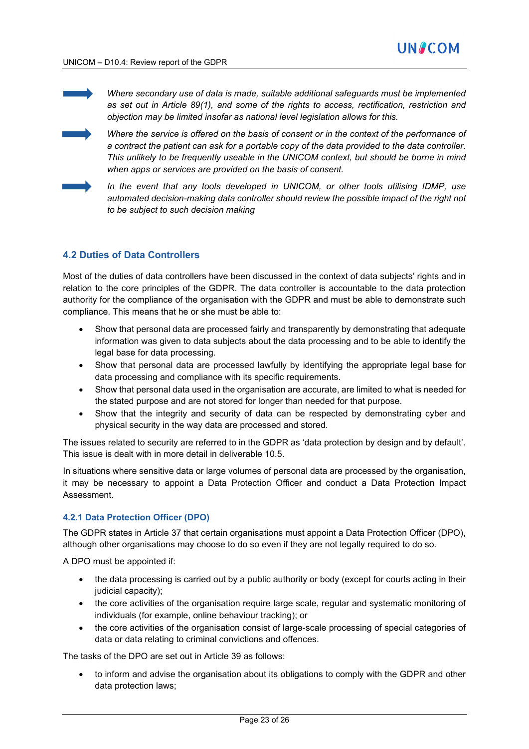➡ *Where secondary use of data is made, suitable additional safeguards must be implemented as set out in Article 89(1), and some of the rights to access, rectification, restriction and objection may be limited insofar as national level legislation allows for this.*

➡ *Where the service is offered on the basis of consent or in the context of the performance of a contract the patient can ask for a portable copy of the data provided to the data controller. This unlikely to be frequently useable in the UNICOM context, but should be borne in mind when apps or services are provided on the basis of consent.*

➡ *In the event that any tools developed in UNICOM, or other tools utilising IDMP, use automated decision-making data controller should review the possible impact of the right not to be subject to such decision making*

## 4.2 Duties of Data Controllers

Most of the duties of data controllers have been discussed in the context of data subjects' rights and in relation to the core principles of the GDPR. The data controller is accountable to the data protection authority for the compliance of the organisation with the GDPR and must be able to demonstrate such compliance. This means that he or she must be able to:

- Show that personal data are processed fairly and transparently by demonstrating that adequate information was given to data subjects about the data processing and to be able to identify the legal base for data processing.
- Show that personal data are processed lawfully by identifying the appropriate legal base for data processing and compliance with its specific requirements.
- Show that personal data used in the organisation are accurate, are limited to what is needed for the stated purpose and are not stored for longer than needed for that purpose.
- Show that the integrity and security of data can be respected by demonstrating cyber and physical security in the way data are processed and stored.

The issues related to security are referred to in the GDPR as 'data protection by design and by default'. This issue is dealt with in more detail in deliverable 10.5.

In situations where sensitive data or large volumes of personal data are processed by the organisation, it may be necessary to appoint a Data Protection Officer and conduct a Data Protection Impact Assessment.

### 4.2.1 Data Protection Officer (DPO)

The GDPR states in Article 37 that certain organisations must appoint a Data Protection Officer (DPO), although other organisations may choose to do so even if they are not legally required to do so.

A DPO must be appointed if:

- the data processing is carried out by a public authority or body (except for courts acting in their judicial capacity);
- the core activities of the organisation require large scale, regular and systematic monitoring of individuals (for example, online behaviour tracking); or
- the core activities of the organisation consist of large-scale processing of special categories of data or data relating to criminal convictions and offences.

The tasks of the DPO are set out in Article 39 as follows:

- to inform and advise the organisation about its obligations to comply with the GDPR and other data protection laws;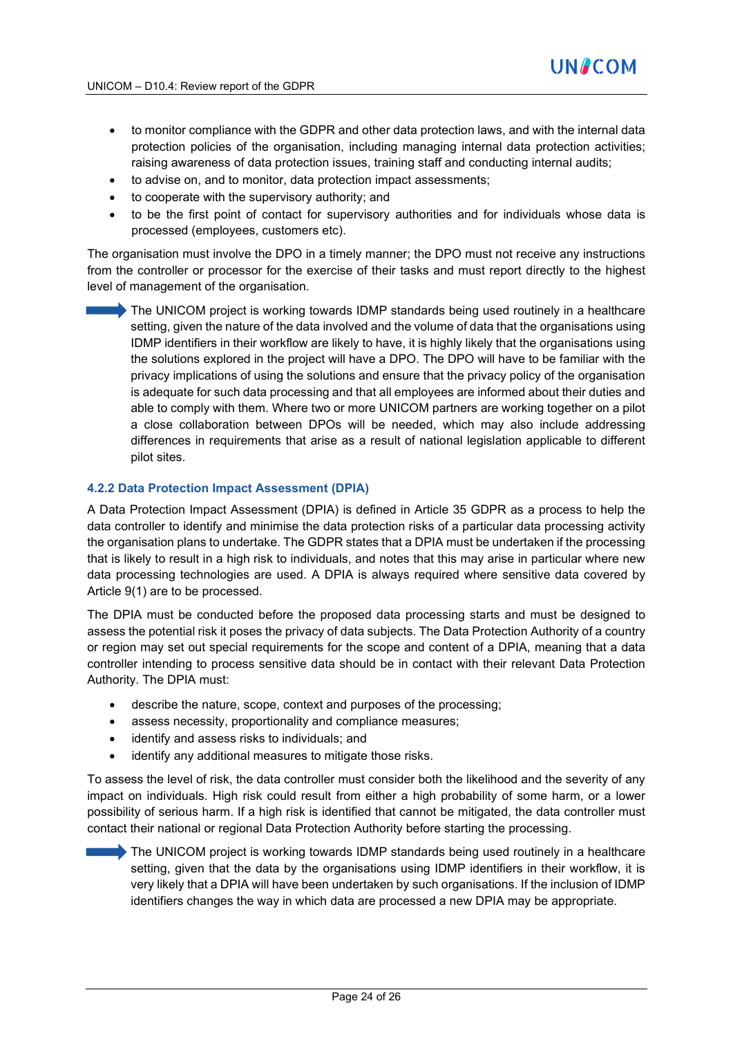- to monitor compliance with the GDPR and other data protection laws, and with the internal data protection policies of the organisation, including managing internal data protection activities; raising awareness of data protection issues, training staff and conducting internal audits;
- to advise on, and to monitor, data protection impact assessments;
- to cooperate with the supervisory authority; and
- to be the first point of contact for supervisory authorities and for individuals whose data is processed (employees, customers etc).

The organisation must involve the DPO in a timely manner; the DPO must not receive any instructions from the controller or processor for the exercise of their tasks and must report directly to the highest level of management of the organisation.

➡ The UNICOM project is working towards IDMP standards being used routinely in a healthcare setting, given the nature of the data involved and the volume of data that the organisations using IDMP identifiers in their workflow are likely to have, it is highly likely that the organisations using the solutions explored in the project will have a DPO. The DPO will have to be familiar with the privacy implications of using the solutions and ensure that the privacy policy of the organisation is adequate for such data processing and that all employees are informed about their duties and able to comply with them. Where two or more UNICOM partners are working together on a pilot a close collaboration between DPOs will be needed, which may also include addressing differences in requirements that arise as a result of national legislation applicable to different pilot sites.

### 4.2.2 Data Protection Impact Assessment (DPIA)

A Data Protection Impact Assessment (DPIA) is defined in Article 35 GDPR as a process to help the data controller to identify and minimise the data protection risks of a particular data processing activity the organisation plans to undertake. The GDPR states that a DPIA must be undertaken if the processing that is likely to result in a high risk to individuals, and notes that this may arise in particular where new data processing technologies are used. A DPIA is always required where sensitive data covered by Article 9(1) are to be processed.

The DPIA must be conducted before the proposed data processing starts and must be designed to assess the potential risk it poses the privacy of data subjects. The Data Protection Authority of a country or region may set out special requirements for the scope and content of a DPIA, meaning that a data controller intending to process sensitive data should be in contact with their relevant Data Protection Authority. The DPIA must:

- describe the nature, scope, context and purposes of the processing;
- assess necessity, proportionality and compliance measures;
- identify and assess risks to individuals; and
- identify any additional measures to mitigate those risks.

To assess the level of risk, the data controller must consider both the likelihood and the severity of any impact on individuals. High risk could result from either a high probability of some harm, or a lower possibility of serious harm. If a high risk is identified that cannot be mitigated, the data controller must contact their national or regional Data Protection Authority before starting the processing.

➡ The UNICOM project is working towards IDMP standards being used routinely in a healthcare setting, given that the data by the organisations using IDMP identifiers in their workflow, it is very likely that a DPIA will have been undertaken by such organisations. If the inclusion of IDMP identifiers changes the way in which data are processed a new DPIA may be appropriate.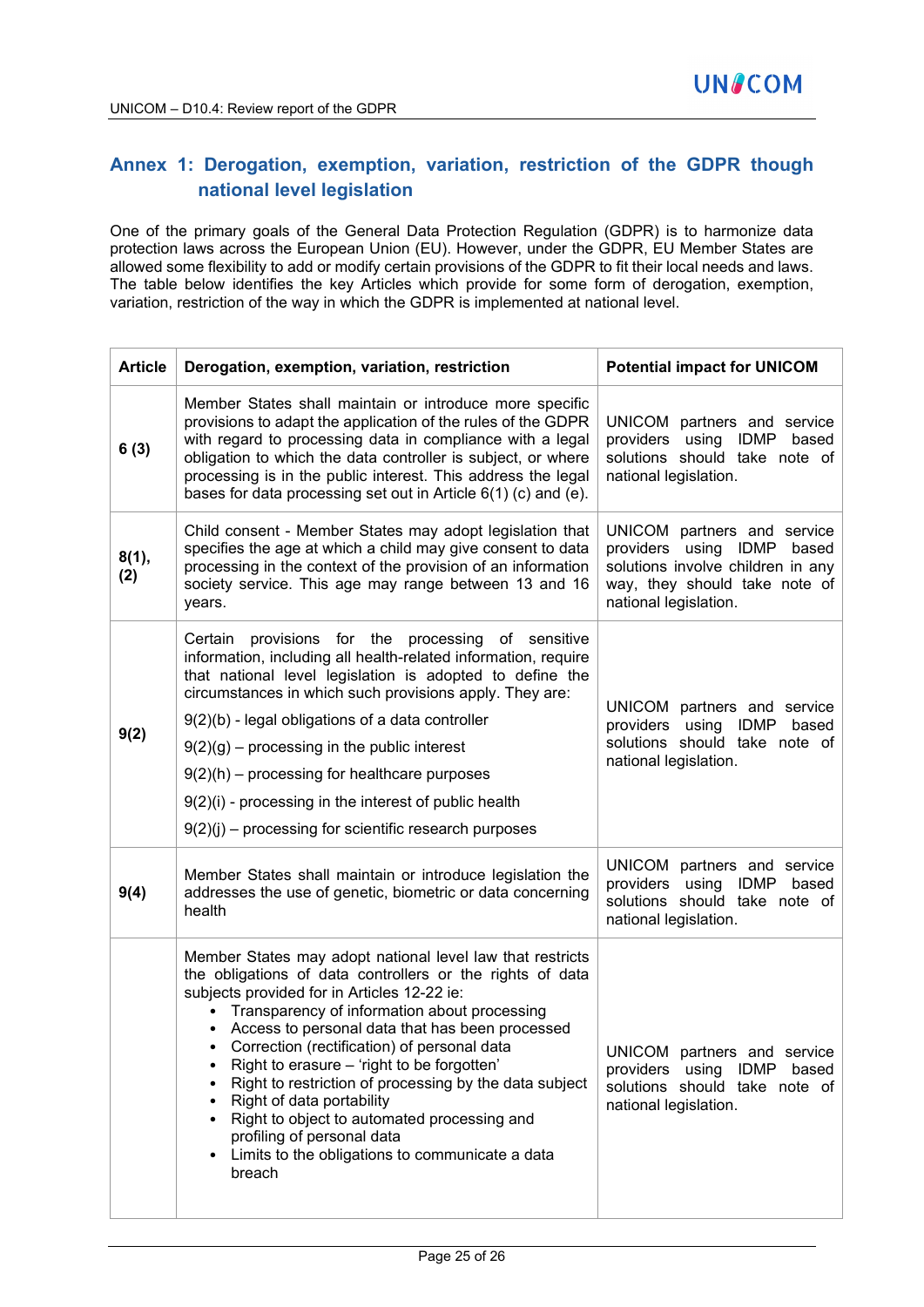## Annex 1: Derogation, exemption, variation, restriction of the GDPR though national level legislation

One of the primary goals of the General Data Protection Regulation (GDPR) is to harmonize data protection laws across the European Union (EU). However, under the GDPR, EU Member States are allowed some flexibility to add or modify certain provisions of the GDPR to fit their local needs and laws. The table below identifies the key Articles which provide for some form of derogation, exemption, variation, restriction of the way in which the GDPR is implemented at national level.

| Article | Derogation, exemption, variation, restriction | Potential impact for UNICOM |
|---|---|---|
| **6 (3)** | Member States shall maintain or introduce more specific provisions to adapt the application of the rules of the GDPR with regard to processing data in compliance with a legal obligation to which the data controller is subject, or where processing is in the public interest. This address the legal bases for data processing set out in Article 6(1) (c) and (e). | UNICOM partners and service providers using IDMP based solutions should take note of national legislation. |
| **8(1), (2)** | Child consent - Member States may adopt legislation that specifies the age at which a child may give consent to data processing in the context of the provision of an information society service. This age may range between 13 and 16 years. | UNICOM partners and service providers using IDMP based solutions involve children in any way, they should take note of national legislation. |
| **9(2)** | Certain provisions for the processing of sensitive information, including all health-related information, require that national level legislation is adopted to define the circumstances in which such provisions apply. They are:<br>9(2)(b) - legal obligations of a data controller<br>9(2)(g) – processing in the public interest<br>9(2)(h) – processing for healthcare purposes<br>9(2)(i) - processing in the interest of public health<br>9(2)(j) – processing for scientific research purposes | UNICOM partners and service providers using IDMP based solutions should take note of national legislation. |
| **9(4)** | Member States shall maintain or introduce legislation the addresses the use of genetic, biometric or data concerning health | UNICOM partners and service providers using IDMP based solutions should take note of national legislation. |
| | Member States may adopt national level law that restricts the obligations of data controllers or the rights of data subjects provided for in Articles 12-22 ie:<br>• Transparency of information about processing<br>• Access to personal data that has been processed<br>• Correction (rectification) of personal data<br>• Right to erasure – 'right to be forgotten'<br>• Right to restriction of processing by the data subject<br>• Right of data portability<br>• Right to object to automated processing and profiling of personal data<br>• Limits to the obligations to communicate a data breach | UNICOM partners and service providers using IDMP based solutions should take note of national legislation. |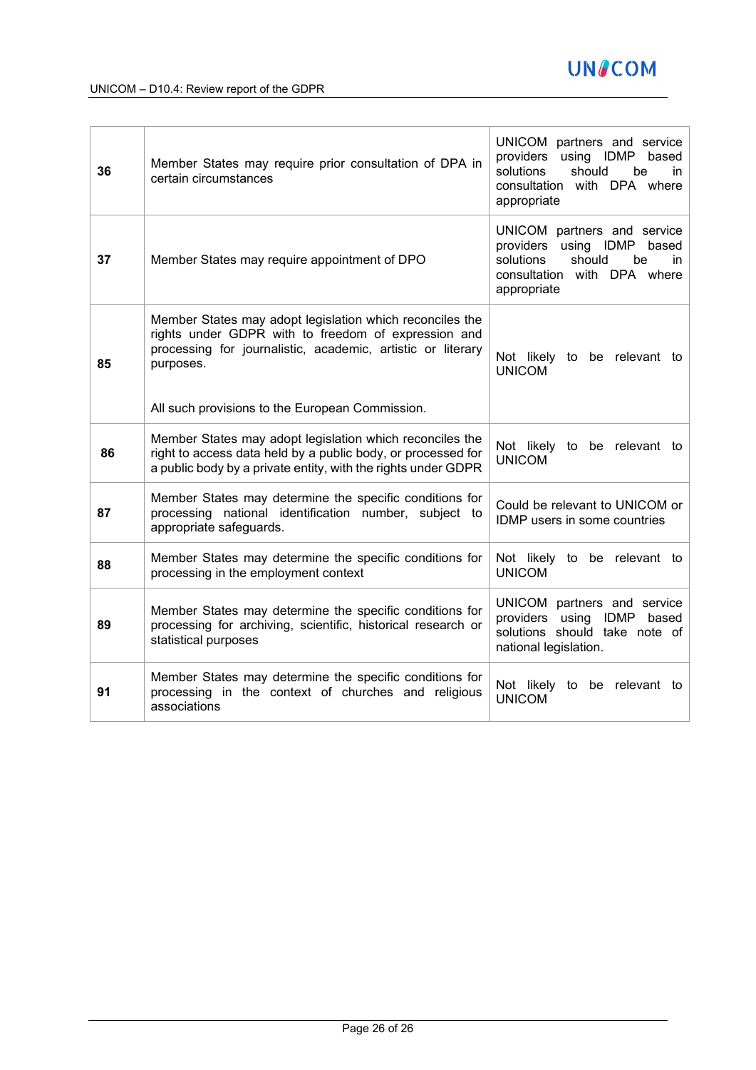| | | |
|---|---|---|
| 36 | Member States may require prior consultation of DPA in certain circumstances | UNICOM partners and service providers using IDMP based solutions should be in consultation with DPA where appropriate |
| 37 | Member States may require appointment of DPO | UNICOM partners and service providers using IDMP based solutions should be in consultation with DPA where appropriate |
| 85 | Member States may adopt legislation which reconciles the rights under GDPR with to freedom of expression and processing for journalistic, academic, artistic or literary purposes.<br><br>All such provisions to the European Commission. | Not likely to be relevant to UNICOM |
| 86 | Member States may adopt legislation which reconciles the right to access data held by a public body, or processed for a public body by a private entity, with the rights under GDPR | Not likely to be relevant to UNICOM |
| 87 | Member States may determine the specific conditions for processing national identification number, subject to appropriate safeguards. | Could be relevant to UNICOM or IDMP users in some countries |
| 88 | Member States may determine the specific conditions for processing in the employment context | Not likely to be relevant to UNICOM |
| 89 | Member States may determine the specific conditions for processing for archiving, scientific, historical research or statistical purposes | UNICOM partners and service providers using IDMP based solutions should take note of national legislation. |
| 91 | Member States may determine the specific conditions for processing in the context of churches and religious associations | Not likely to be relevant to UNICOM |